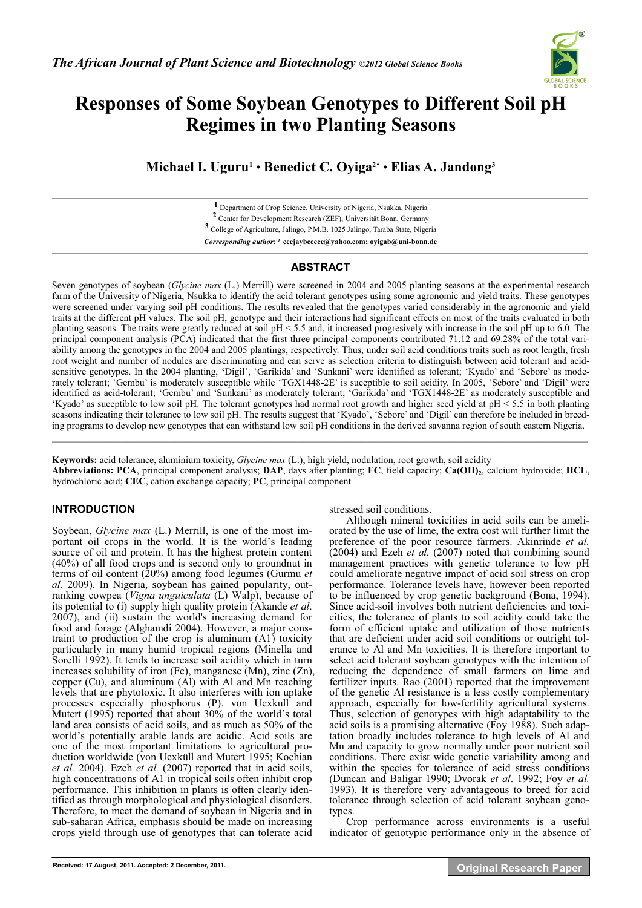# Responses of Some Soybean Genotypes to Different Soil pH Regimes in two Planting Seasons

**Michael I. Uguru[1] • Benedict C. Oyiga[2*] • Elias A. Jandong[3]**

[1] Department of Crop Science, University of Nigeria, Nsukka, Nigeria
[2] Center for Development Research (ZEF), Universität Bonn, Germany
[3] College of Agriculture, Jalingo, P.M.B. 1025 Jalingo, Taraba State, Nigeria

*Corresponding author*: **\* ceejaybeecee@yahoo.com; oyigab@uni-bonn.de**

## ABSTRACT

Seven genotypes of soybean (*Glycine max* (L.) Merrill) were screened in 2004 and 2005 planting seasons at the experimental research farm of the University of Nigeria, Nsukka to identify the acid tolerant genotypes using some agronomic and yield traits. These genotypes were screened under varying soil pH conditions. The results revealed that the genotypes varied considerably in the agronomic and yield traits at the different pH values. The soil pH, genotype and their interactions had significant effects on most of the traits evaluated in both planting seasons. The traits were greatly reduced at soil pH < 5.5 and, it increased progresively with increase in the soil pH up to 6.0. The principal component analysis (PCA) indicated that the first three principal components contributed 71.12 and 69.28% of the total variability among the genotypes in the 2004 and 2005 plantings, respectively. Thus, under soil acid conditions traits such as root length, fresh root weight and number of nodules are discriminating and can serve as selection criteria to distinguish between acid tolerant and acid-sensitive genotypes. In the 2004 planting, 'Digil', 'Garikida' and 'Sunkani' were identified as tolerant; 'Kyado' and 'Sebore' as moderately tolerant; 'Gembu' is moderately susceptible while 'TGX1448-2E' is suceptible to soil acidity. In 2005, 'Sebore' and 'Digil' were identified as acid-tolerant; 'Gembu' and 'Sunkani' as moderately tolerant; 'Garikida' and 'TGX1448-2E' as moderately susceptible and 'Kyado' as suceptible to low soil pH. The tolerant genotypes had normal root growth and higher seed yield at pH < 5.5 in both planting seasons indicating their tolerance to low soil pH. The results suggest that 'Kyado', 'Sebore' and 'Digil' can therefore be included in breeding programs to develop new genotypes that can withstand low soil pH conditions in the derived savanna region of south eastern Nigeria.

**Keywords:** acid tolerance, aluminium toxicity, *Glycine max* (L.), high yield, nodulation, root growth, soil acidity
**Abbreviations: PCA**, principal component analysis; **DAP**, days after planting; **FC**, field capacity; **$Ca(OH)_2$**, calcium hydroxide; **HCL**, hydrochloric acid; **CEC**, cation exchange capacity; **PC**, principal component

## INTRODUCTION

Soybean, *Glycine max* (L.) Merrill, is one of the most important oil crops in the world. It is the world's leading source of oil and protein. It has the highest protein content (40%) of all food crops and is second only to groundnut in terms of oil content (20%) among food legumes (Gurmu *et al*. 2009). In Nigeria, soybean has gained popularity, outranking cowpea (*Vigna unguiculata* (L) Walp), because of its potential to (i) supply high quality protein (Akande *et al*. 2007), and (ii) sustain the world's increasing demand for food and forage (Alghamdi 2004). However, a major constraint to production of the crop is aluminum (A1) toxicity particularly in many humid tropical regions (Minella and Sorelli 1992). It tends to increase soil acidity which in turn increases solubility of iron (Fe), manganese (Mn), zinc (Zn), copper (Cu), and aluminum (Al) with Al and Mn reaching levels that are phytotoxic. It also interferes with ion uptake processes especially phosphorus (P). von Uexkull and Mutert (1995) reported that about 30% of the world's total land area consists of acid soils, and as much as 50% of the world's potentially arable lands are acidic. Acid soils are one of the most important limitations to agricultural production worldwide (von Uexküll and Mutert 1995; Kochian *et al.* 2004). Ezeh *et al.* (2007) reported that in acid soils, high concentrations of A1 in tropical soils often inhibit crop performance. This inhibition in plants is often clearly identified as through morphological and physiological disorders. Therefore, to meet the demand of soybean in Nigeria and in sub-saharan Africa, emphasis should be made on increasing crops yield through use of genotypes that can tolerate acid stressed soil conditions.

Although mineral toxicities in acid soils can be ameliorated by the use of lime, the extra cost will further limit the preference of the poor resource farmers. Akinrinde *et al.* (2004) and Ezeh *et al.* (2007) noted that combining sound management practices with genetic tolerance to low pH could ameliorate negative impact of acid soil stress on crop performance. Tolerance levels have, however been reported to be influenced by crop genetic background (Bona, 1994). Since acid-soil involves both nutrient deficiencies and toxicities, the tolerance of plants to soil acidity could take the form of efficient uptake and utilization of those nutrients that are deficient under acid soil conditions or outright tolerance to Al and Mn toxicities. It is therefore important to select acid tolerant soybean genotypes with the intention of reducing the dependence of small farmers on lime and fertilizer inputs. Rao (2001) reported that the improvement of the genetic Al resistance is a less costly complementary approach, especially for low-fertility agricultural systems. Thus, selection of genotypes with high adaptability to the acid soils is a promising alternative (Foy 1988). Such adaptation broadly includes tolerance to high levels of Al and Mn and capacity to grow normally under poor nutrient soil conditions. There exist wide genetic variability among and within the species for tolerance of acid stress conditions (Duncan and Baligar 1990; Dvorak *et al*. 1992; Foy *et al.* 1993). It is therefore very advantageous to breed for acid tolerance through selection of acid tolerant soybean genotypes.

Crop performance across environments is a useful indicator of genotypic performance only in the absence of

Received: 17 August, 2011. Accepted: 2 December, 2011.

**Original Research Paper**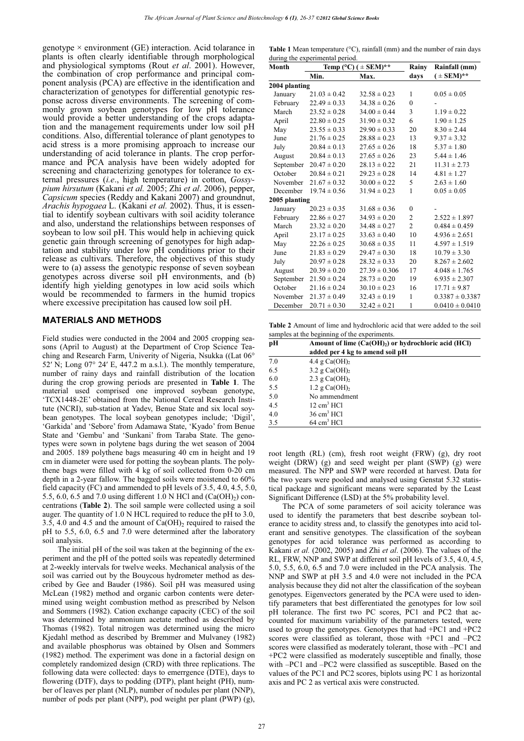genotype × environment (GE) interaction. Acid tolarance in plants is often clearly identifiable through morphological and physiological symptoms (Rout *et al*. 2001). However, the combination of crop performance and principal component analysis (PCA) are effective in the identification and characterization of genotypes for differential genotypic response across diverse environments. The screening of commonly grown soybean genotypes for low pH tolerance would provide a better understanding of the crops adaptation and the management requirements under low soil pH conditions. Also, differential tolerance of plant genotypes to acid stress is a more promising approach to increase our understanding of acid tolerance in plants. The crop performance and PCA analysis have been widely adopted for screening and characterizing genotypes for tolerance to external pressures (*i.e*., high temperature) in cotton, *Gossypium hirsutum* (Kakani *et al.* 2005; Zhi *et al*. 2006), pepper, *Capsicum* species (Reddy and Kakani 2007) and groundnut, *Arachis hypogaea* L. (Kakani *et al.* 2002). Thus, it is essential to identify soybean cultivars with soil acidity tolerance and also, understand the relationships between responses of soybean to low soil pH. This would help in achieving quick genetic gain through screening of genotypes for high adaptation and stability under low pH conditions prior to their release as cultivars. Therefore, the objectives of this study were to (a) assess the genotypic response of seven soybean genotypes across diverse soil pH environments, and (b) identify high yielding genotypes in low acid soils which would be recommended to farmers in the humid tropics where excessive precipitation has caused low soil pH.

## MATERIALS AND METHODS

Field studies were conducted in the 2004 and 2005 cropping seasons (April to August) at the Department of Crop Science Teaching and Research Farm, Univerity of Nigeria, Nsukka ((Lat 06° 52′ N; Long 07° 24′ E, 447.2 m a.s.l.). The monthly temperature, number of rainy days and rainfall distribution of the location during the crop growing periods are presented in **Table 1**. The material used comprised one improved soybean genotype, 'TCX1448-2E' obtained from the National Cereal Research Institute (NCRI), sub-station at Yadev, Benue State and six local soybean genotypes. The local soybean genotypes include; 'Digil', 'Garkida' and 'Sebore' from Adamawa State, 'Kyado' from Benue State and 'Gembu' and 'Sunkani' from Taraba State. The genotypes were sown in polytene bags during the wet season of 2004 and 2005. 189 polythene bags measuring 40 cm in height and 19 cm in diameter were used for potting the soybean plants. The polythene bags were filled with 4 kg of soil collected from 0-20 cm depth in a 2-year fallow. The bagged soils were moistened to 60% field capacity (FC) and ammended to pH levels of 3.5, 4.0, 4.5, 5.0, 5.5, 6.0, 6.5 and 7.0 using different 1.0 N HCl and ($Ca(OH)_2$) concentrations (**Table 2**). The soil sample were collected using a soil auger. The quantity of 1.0 N HCL required to reduce the pH to 3.0, 3.5, 4.0 and 4.5 and the amount of $Ca(OH)_2$ required to raised the pH to 5.5, 6.0, 6.5 and 7.0 were determined after the laboratory soil analysis.

The initial pH of the soil was taken at the beginning of the experiment and the pH of the potted soils was repeatedly determined at 2-weekly intervals for twelve weeks. Mechanical analysis of the soil was carried out by the Bouycous hydrometer method as described by Gee and Bauder (1986). Soil pH was measured using McLean (1982) method and organic carbon contents were determined using weight combustion method as prescribed by Nelson and Sommers (1982). Cation exchange capacity (CEC) of the soil was determined by ammonium acetate method as described by Thomas (1982). Total nitrogen was determined using the micro Kjedahl method as described by Bremmer and Mulvaney (1982) and available phosphorus was obtained by Olsen and Sommers (1982) method. The experiment was done in a factorial design on completely randomized design (CRD) with three replications. The following data were collected: days to emerrgence (DTE), days to flowering (DTF), days to podding (DTP), plant height (PH), number of leaves per plant (NLP), number of nodules per plant (NNP), number of pods per plant (NPP), pod weight per plant (PWP) (g), root length (RL) (cm), fresh root weight (FRW) (g), dry root weight (DRW) (g) and seed weight per plant (SWP) (g) were measured. The NPP and SWP were recorded at harvest. Data for the two years were pooled and analysed using Genstat 5.32 statistical package and significant means were separated by the Least Significant Difference (LSD) at the 5% probability level.

The PCA of some parameters of soil acicity tolerance was used to identify the parameters that best describe soybean tolerance to acidity stress and, to classify the genotypes into acid tolerant and sensitive genotypes. The classification of the soybean genotypes for acid tolerance was performed as according to Kakani *et al.* (2002, 2005) and Zhi *et al*. (2006). The values of the RL, FRW, NNP and SWP at different soil pH levels of 3.5, 4.0, 4.5, 5.0, 5.5, 6.0, 6.5 and 7.0 were included in the PCA analysis. The NNP and SWP at pH 3.5 and 4.0 were not included in the PCA analysis because they did not alter the classification of the soybean genotypes. Eigenvectors generated by the PCA were used to identify parameters that best differentiated the genotypes for low soil pH tolerance. The first two PC scores, PC1 and PC2 that accounted for maximum variability of the parameters tested, were used to group the genotypes. Genotypes that had +PC1 and +PC2 scores were classified as tolerant, those with +PC1 and –PC2 scores were classified as moderately tolerant, those with –PC1 and +PC2 were classified as moderately susceptible and finally, those with –PC1 and –PC2 were classified as susceptible. Based on the values of the PC1 and PC2 scores, biplots using PC 1 as horizontal axis and PC 2 as vertical axis were constructed.

**Table 1** Mean temperature (°C), rainfall (mm) and the number of rain days during the experimental period.

| Month | Temp (°C) (± SEM)** | | Rainy | Rainfall (mm) |
|---|---|---|---|---|
| | Min. | Max. | days | (± SEM)** |
| **2004 planting** | | | | |
| January | 21.03 ± 0.42 | 32.58 ± 0.23 | 1 | 0.05 ± 0.05 |
| February | 22.49 ± 0.33 | 34.38 ± 0.26 | 0 | - |
| March | 23.52 ± 0.28 | 34.00 ± 0.44 | 3 | 1.19 ± 0.22 |
| April | 22.80 ± 0.25 | 31.90 ± 0.32 | 6 | 1.90 ± 1.25 |
| May | 23.55 ± 0.33 | 29.90 ± 0.33 | 20 | 8.30 ± 2.44 |
| June | 21.76 ± 0.25 | 28.88 ± 0.23 | 13 | 9.37 ± 3.32 |
| July | 20.84 ± 0.13 | 27.65 ± 0.26 | 18 | 5.37 ± 1.80 |
| August | 20.84 ± 0.13 | 27.65 ± 0.26 | 23 | 5.44 ± 1.46 |
| September | 20.47 ± 0.20 | 28.13 ± 0.22 | 21 | 11.31 ± 2.73 |
| October | 20.84 ± 0.21 | 29.23 ± 0.28 | 14 | 4.81 ± 1.27 |
| November | 21.67 ± 0.32 | 30.00 ± 0.22 | 5 | 2.63 ± 1.60 |
| December | 19.74 ± 0.56 | 31.94 ± 0.23 | 1 | 0.05 ± 0.05 |
| **2005 planting** | | | | |
| January | 20.23 ± 0.35 | 31.68 ± 0.36 | 0 | - |
| February | 22.86 ± 0.27 | 34.93 ± 0.20 | 2 | 2.522 ± 1.897 |
| March | 23.32 ± 0.20 | 34.48 ± 0.27 | 2 | 0.484 ± 0.459 |
| April | 23.17 ± 0.25 | 33.63 ± 0.40 | 10 | 4.936 ± 2.651 |
| May | 22.26 ± 0.25 | 30.68 ± 0.35 | 11 | 4.597 ± 1.519 |
| June | 21.83 ± 0.29 | 29.47 ± 0.30 | 18 | 10.79 ± 3.30 |
| July | 20.97 ± 0.28 | 28.32 ± 0.33 | 20 | 8.267 ± 2.602 |
| August | 20.39 ± 0.20 | 27.39 ± 0.306 | 17 | 4.048 ± 1.765 |
| September | 21.50 ± 0.24 | 28.73 ± 0.20 | 19 | 6.935 ± 2.307 |
| October | 21.16 ± 0.24 | 30.10 ± 0.23 | 16 | 17.71 ± 9.87 |
| November | 21.37 ± 0.49 | 32.43 ± 0.19 | 1 | 0.3387 ± 0.3387 |
| December | 20.71 ± 0.30 | 32.42 ± 0.21 | 1 | 0.0410 ± 0.0410 |

**Table 2** Amount of lime and hydrochloric acid that were added to the soil samples at the beginning of the experiments.

| pH | Amount of lime ($Ca(OH)_2$) or hydrochloric acid (HCl) added per 4 kg to amend soil pH |
|---|---|
| 7.0 | 4.4 g $Ca(OH)_2$ |
| 6.5 | 3.2 g $Ca(OH)_2$ |
| 6.0 | 2.3 g $Ca(OH)_2$ |
| 5.5 | 1.2 g $Ca(OH)_2$ |
| 5.0 | No ammendment |
| 4.5 | 12 $cm^3$ HCl |
| 4.0 | 36 $cm^3$ HCl |
| 3.5 | 64 $cm^3$ HCl |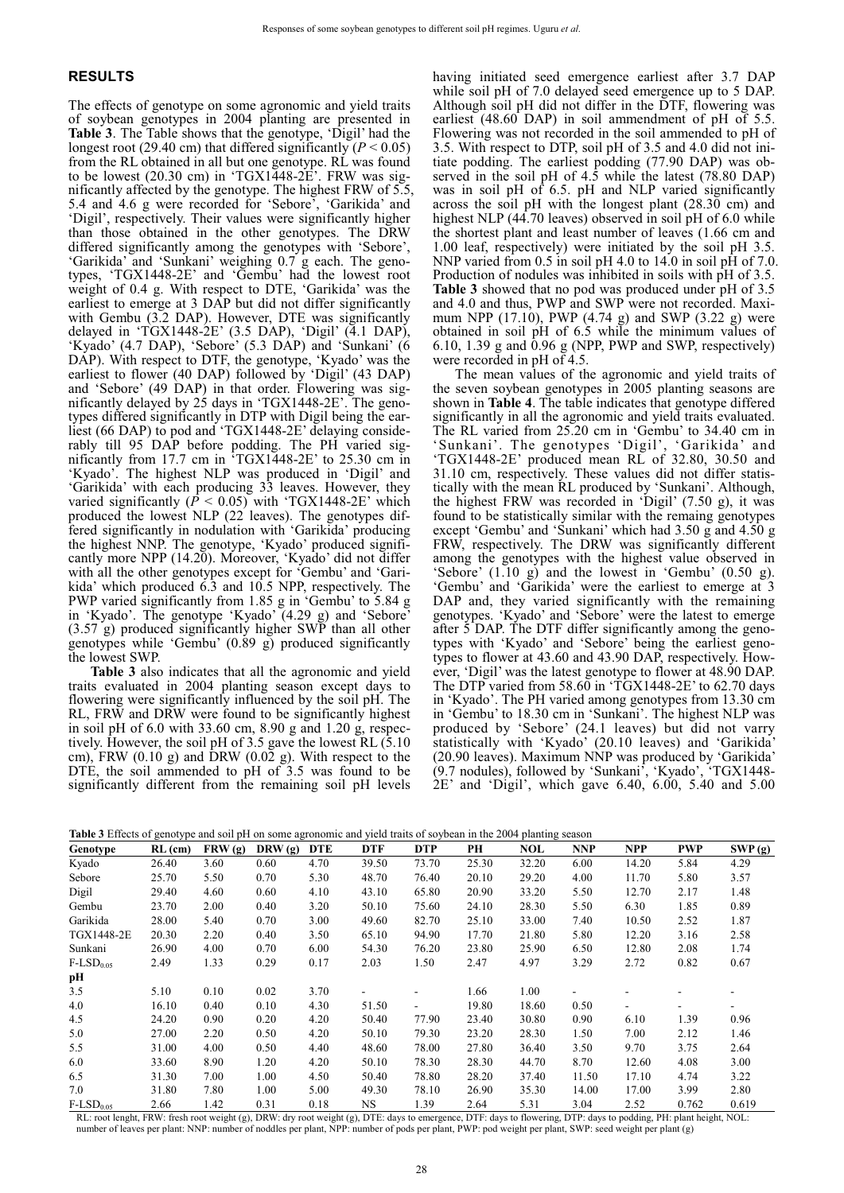## RESULTS

The effects of genotype on some agronomic and yield traits of soybean genotypes in 2004 planting are presented in **Table 3**. The Table shows that the genotype, 'Digil' had the longest root (29.40 cm) that differed significantly ($P < 0.05$) from the RL obtained in all but one genotype. RL was found to be lowest (20.30 cm) in 'TGX1448-2E'. FRW was significantly affected by the genotype. The highest FRW of 5.5, 5.4 and 4.6 g were recorded for 'Sebore', 'Garikida' and 'Digil', respectively. Their values were significantly higher than those obtained in the other genotypes. The DRW differed significantly among the genotypes with 'Sebore', 'Garikida' and 'Sunkani' weighing 0.7 g each. The genotypes, 'TGX1448-2E' and 'Gembu' had the lowest root weight of 0.4 g. With respect to DTE, 'Garikida' was the earliest to emerge at 3 DAP but did not differ significantly with Gembu (3.2 DAP). However, DTE was significantly delayed in 'TGX1448-2E' (3.5 DAP), 'Digil' (4.1 DAP), 'Kyado' (4.7 DAP), 'Sebore' (5.3 DAP) and 'Sunkani' (6 DAP). With respect to DTF, the genotype, 'Kyado' was the earliest to flower (40 DAP) followed by 'Digil' (43 DAP) and 'Sebore' (49 DAP) in that order. Flowering was significantly delayed by 25 days in 'TGX1448-2E'. The genotypes differed significantly in DTP with Digil being the earliest (66 DAP) to pod and 'TGX1448-2E' delaying considerably till 95 DAP before podding. The PH varied significantly from 17.7 cm in 'TGX1448-2E' to 25.30 cm in 'Kyado'. The highest NLP was produced in 'Digil' and 'Garikida' with each producing 33 leaves. However, they varied significantly ($P < 0.05$) with 'TGX1448-2E' which produced the lowest NLP (22 leaves). The genotypes differed significantly in nodulation with 'Garikida' producing the highest NNP. The genotype, 'Kyado' produced significantly more NPP (14.20). Moreover, 'Kyado' did not differ with all the other genotypes except for 'Gembu' and 'Garikida' which produced 6.3 and 10.5 NPP, respectively. The PWP varied significantly from 1.85 g in 'Gembu' to 5.84 g in 'Kyado'. The genotype 'Kyado' (4.29 g) and 'Sebore' (3.57 g) produced significantly higher SWP than all other genotypes while 'Gembu' (0.89 g) produced significantly the lowest SWP.

**Table 3** also indicates that all the agronomic and yield traits evaluated in 2004 planting season except days to flowering were significantly influenced by the soil pH. The RL, FRW and DRW were found to be significantly highest in soil pH of 6.0 with 33.60 cm, 8.90 g and 1.20 g, respectively. However, the soil pH of 3.5 gave the lowest RL (5.10 cm), FRW (0.10 g) and DRW (0.02 g). With respect to the DTE, the soil ammended to pH of 3.5 was found to be significantly different from the remaining soil pH levels having initiated seed emergence earliest after 3.7 DAP while soil pH of 7.0 delayed seed emergence up to 5 DAP. Although soil pH did not differ in the DTF, flowering was earliest (48.60 DAP) in soil ammendment of pH of 5.5. Flowering was not recorded in the soil ammended to pH of 3.5. With respect to DTP, soil pH of 3.5 and 4.0 did not initiate podding. The earliest podding (77.90 DAP) was observed in the soil pH of 4.5 while the latest (78.80 DAP) was in soil pH of 6.5. pH and NLP varied significantly across the soil pH with the longest plant (28.30 cm) and highest NLP (44.70 leaves) observed in soil pH of 6.0 while the shortest plant and least number of leaves (1.66 cm and 1.00 leaf, respectively) were initiated by the soil pH 3.5. NNP varied from 0.5 in soil pH 4.0 to 14.0 in soil pH of 7.0. Production of nodules was inhibited in soils with pH of 3.5. **Table 3** showed that no pod was produced under pH of 3.5 and 4.0 and thus, PWP and SWP were not recorded. Maximum NPP (17.10), PWP (4.74 g) and SWP (3.22 g) were obtained in soil pH of 6.5 while the minimum values of 6.10, 1.39 g and 0.96 g (NPP, PWP and SWP, respectively) were recorded in pH of 4.5.

The mean values of the agronomic and yield traits of the seven soybean genotypes in 2005 planting seasons are shown in **Table 4**. The table indicates that genotype differed significantly in all the agronomic and yield traits evaluated. The RL varied from 25.20 cm in 'Gembu' to 34.40 cm in 'Sunkani'. The genotypes 'Digil', 'Garikida' and 'TGX1448-2E' produced mean RL of 32.80, 30.50 and 31.10 cm, respectively. These values did not differ statistically with the mean RL produced by 'Sunkani'. Although, the highest FRW was recorded in 'Digil' (7.50 g), it was found to be statistically similar with the remaing genotypes except 'Gembu' and 'Sunkani' which had 3.50 g and 4.50 g FRW, respectively. The DRW was significantly different among the genotypes with the highest value observed in 'Sebore' (1.10 g) and the lowest in 'Gembu' (0.50 g). 'Gembu' and 'Garikida' were the earliest to emerge at 3 DAP and, they varied significantly with the remaining genotypes. 'Kyado' and 'Sebore' were the latest to emerge after 5 DAP. The DTF differ significantly among the genotypes with 'Kyado' and 'Sebore' being the earliest genotypes to flower at 43.60 and 43.90 DAP, respectively. However, 'Digil' was the latest genotype to flower at 48.90 DAP. The DTP varied from 58.60 in 'TGX1448-2E' to 62.70 days in 'Kyado'. The PH varied among genotypes from 13.30 cm in 'Gembu' to 18.30 cm in 'Sunkani'. The highest NLP was produced by 'Sebore' (24.1 leaves) but did not varry statistically with 'Kyado' (20.10 leaves) and 'Garikida' (20.90 leaves). Maximum NNP was produced by 'Garikida' (9.7 nodules), followed by 'Sunkani', 'Kyado', 'TGX1448-2E' and 'Digil', which gave 6.40, 6.00, 5.40 and 5.00

**Table 3** Effects of genotype and soil pH on some agronomic and yield traits of soybean in the 2004 planting season

| Genotype | RL (cm) | FRW (g) | DRW (g) | DTE | DTF | DTP | PH | NOL | NNP | NPP | PWP | SWP (g) |
|---|---|---|---|---|---|---|---|---|---|---|---|---|
| Kyado | 26.40 | 3.60 | 0.60 | 4.70 | 39.50 | 73.70 | 25.30 | 32.20 | 6.00 | 14.20 | 5.84 | 4.29 |
| Sebore | 25.70 | 5.50 | 0.70 | 5.30 | 48.70 | 76.40 | 20.10 | 29.20 | 4.00 | 11.70 | 5.80 | 3.57 |
| Digil | 29.40 | 4.60 | 0.60 | 4.10 | 43.10 | 65.80 | 20.90 | 33.20 | 5.50 | 12.70 | 2.17 | 1.48 |
| Gembu | 23.70 | 2.00 | 0.40 | 3.20 | 50.10 | 75.60 | 24.10 | 28.30 | 5.50 | 6.30 | 1.85 | 0.89 |
| Garikida | 28.00 | 5.40 | 0.70 | 3.00 | 49.60 | 82.70 | 25.10 | 33.00 | 7.40 | 10.50 | 2.52 | 1.87 |
| TGX1448-2E | 20.30 | 2.20 | 0.40 | 3.50 | 65.10 | 94.90 | 17.70 | 21.80 | 5.80 | 12.20 | 3.16 | 2.58 |
| Sunkani | 26.90 | 4.00 | 0.70 | 6.00 | 54.30 | 76.20 | 23.80 | 25.90 | 6.50 | 12.80 | 2.08 | 1.74 |
| $F\text{-}LSD_{0.05}$ | 2.49 | 1.33 | 0.29 | 0.17 | 2.03 | 1.50 | 2.47 | 4.97 | 3.29 | 2.72 | 0.82 | 0.67 |
| **pH** | | | | | | | | | | | | |
| 3.5 | 5.10 | 0.10 | 0.02 | 3.70 | - | - | 1.66 | 1.00 | - | - | - | - |
| 4.0 | 16.10 | 0.40 | 0.10 | 4.30 | 51.50 | - | 19.80 | 18.60 | 0.50 | - | - | - |
| 4.5 | 24.20 | 0.90 | 0.20 | 4.20 | 50.40 | 77.90 | 23.40 | 30.80 | 0.90 | 6.10 | 1.39 | 0.96 |
| 5.0 | 27.00 | 2.20 | 0.50 | 4.20 | 50.10 | 79.30 | 23.20 | 28.30 | 1.50 | 7.00 | 2.12 | 1.46 |
| 5.5 | 31.00 | 4.00 | 0.50 | 4.40 | 48.60 | 78.00 | 27.80 | 36.40 | 3.50 | 9.70 | 3.75 | 2.64 |
| 6.0 | 33.60 | 8.90 | 1.20 | 4.20 | 50.10 | 78.30 | 28.30 | 44.70 | 8.70 | 12.60 | 4.08 | 3.00 |
| 6.5 | 31.30 | 7.00 | 1.00 | 4.50 | 50.40 | 78.80 | 28.20 | 37.40 | 11.50 | 17.10 | 4.74 | 3.22 |
| 7.0 | 31.80 | 7.80 | 1.00 | 5.00 | 49.30 | 78.10 | 26.90 | 35.30 | 14.00 | 17.00 | 3.99 | 2.80 |
| $F\text{-}LSD_{0.05}$ | 2.66 | 1.42 | 0.31 | 0.18 | NS | 1.39 | 2.64 | 5.31 | 3.04 | 2.52 | 0.762 | 0.619 |

RL: root lenght, FRW: fresh root weight (g), DRW: dry root weight (g), DTE: days to emergence, DTF: days to flowering, DTP: days to podding, PH: plant height, NOL: number of leaves per plant: NNP: number of noddles per plant, NPP: number of pods per plant, PWP: pod weight per plant, SWP: seed weight per plant (g)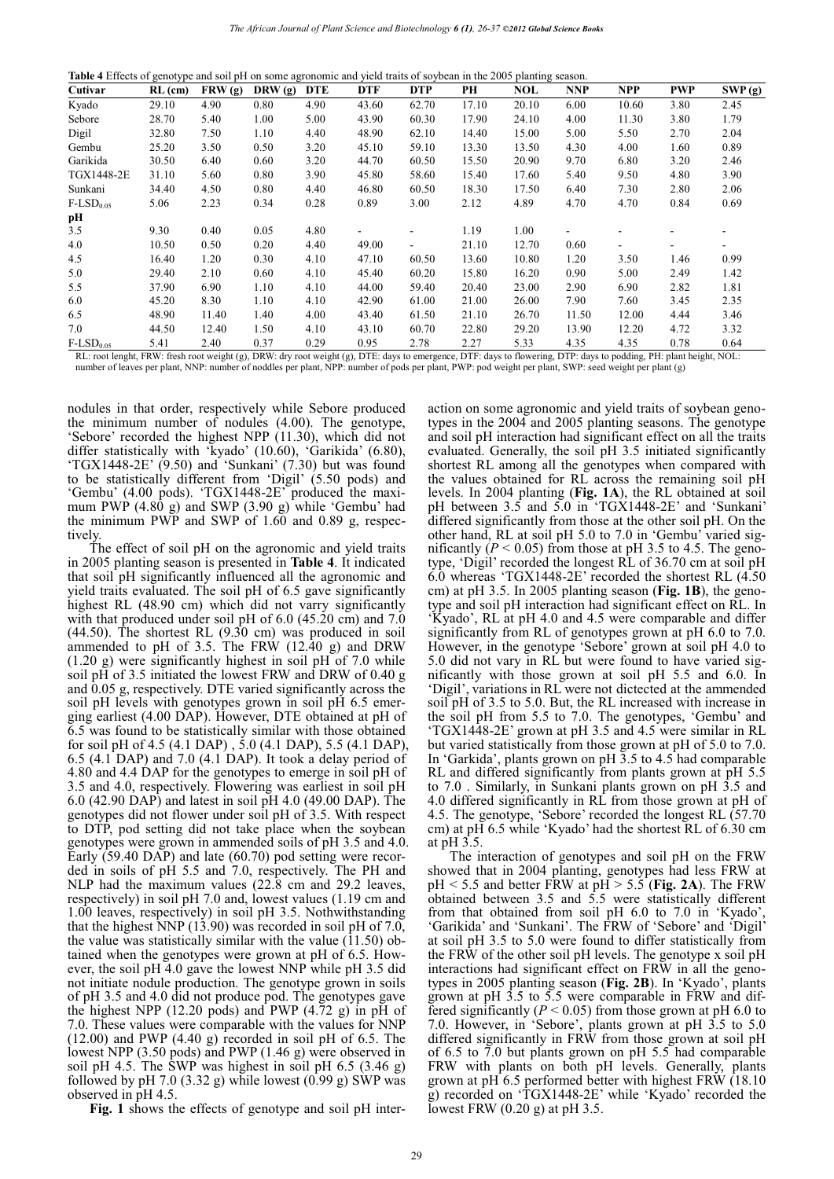**Table 4** Effects of genotype and soil pH on some agronomic and yield traits of soybean in the 2005 planting season.

| Cutivar | RL (cm) | FRW (g) | DRW (g) | DTE | DTF | DTP | PH | NOL | NNP | NPP | PWP | SWP (g) |
|---|---|---|---|---|---|---|---|---|---|---|---|---|
| Kyado | 29.10 | 4.90 | 0.80 | 4.90 | 43.60 | 62.70 | 17.10 | 20.10 | 6.00 | 10.60 | 3.80 | 2.45 |
| Sebore | 28.70 | 5.40 | 1.00 | 5.00 | 43.90 | 60.30 | 17.90 | 24.10 | 4.00 | 11.30 | 3.80 | 1.79 |
| Digil | 32.80 | 7.50 | 1.10 | 4.40 | 48.90 | 62.10 | 14.40 | 15.00 | 5.00 | 5.50 | 2.70 | 2.04 |
| Gembu | 25.20 | 3.50 | 0.50 | 3.20 | 45.10 | 59.10 | 13.30 | 13.50 | 4.30 | 4.00 | 1.60 | 0.89 |
| Garikida | 30.50 | 6.40 | 0.60 | 3.20 | 44.70 | 60.50 | 15.50 | 20.90 | 9.70 | 6.80 | 3.20 | 2.46 |
| TGX1448-2E | 31.10 | 5.60 | 0.80 | 3.90 | 45.80 | 58.60 | 15.40 | 17.60 | 5.40 | 9.50 | 4.80 | 3.90 |
| Sunkani | 34.40 | 4.50 | 0.80 | 4.40 | 46.80 | 60.50 | 18.30 | 17.50 | 6.40 | 7.30 | 2.80 | 2.06 |
| F-LSD$_{0.05}$ | 5.06 | 2.23 | 0.34 | 0.28 | 0.89 | 3.00 | 2.12 | 4.89 | 4.70 | 4.70 | 0.84 | 0.69 |
| **pH** | | | | | | | | | | | | |
| 3.5 | 9.30 | 0.40 | 0.05 | 4.80 | - | - | 1.19 | 1.00 | - | - | - | - |
| 4.0 | 10.50 | 0.50 | 0.20 | 4.40 | 49.00 | - | 21.10 | 12.70 | 0.60 | - | - | - |
| 4.5 | 16.40 | 1.20 | 0.30 | 4.10 | 47.10 | 60.50 | 13.60 | 10.80 | 1.20 | 3.50 | 1.46 | 0.99 |
| 5.0 | 29.40 | 2.10 | 0.60 | 4.10 | 45.40 | 60.20 | 15.80 | 16.20 | 0.90 | 5.00 | 2.49 | 1.42 |
| 5.5 | 37.90 | 6.90 | 1.10 | 4.10 | 44.00 | 59.40 | 20.40 | 23.00 | 2.90 | 6.90 | 2.82 | 1.81 |
| 6.0 | 45.20 | 8.30 | 1.10 | 4.10 | 42.90 | 61.00 | 21.00 | 26.00 | 7.90 | 7.60 | 3.45 | 2.35 |
| 6.5 | 48.90 | 11.40 | 1.40 | 4.00 | 43.40 | 61.50 | 21.10 | 26.70 | 11.50 | 12.00 | 4.44 | 3.46 |
| 7.0 | 44.50 | 12.40 | 1.50 | 4.10 | 43.10 | 60.70 | 22.80 | 29.20 | 13.90 | 12.20 | 4.72 | 3.32 |
| F-LSD$_{0.05}$ | 5.41 | 2.40 | 0.37 | 0.29 | 0.95 | 2.78 | 2.27 | 5.33 | 4.35 | 4.35 | 0.78 | 0.64 |

RL: root lenght, FRW: fresh root weight (g), DRW: dry root weight (g), DTE: days to emergence, DTF: days to flowering, DTP: days to podding, PH: plant height, NOL: number of leaves per plant, NNP: number of noddles per plant, NPP: number of pods per plant, PWP: pod weight per plant, SWP: seed weight per plant (g)

nodules in that order, respectively while Sebore produced the minimum number of nodules (4.00). The genotype, 'Sebore' recorded the highest NPP (11.30), which did not differ statistically with 'kyado' (10.60), 'Garikida' (6.80), 'TGX1448-2E' (9.50) and 'Sunkani' (7.30) but was found to be statistically different from 'Digil' (5.50 pods) and 'Gembu' (4.00 pods). 'TGX1448-2E' produced the maximum PWP (4.80 g) and SWP (3.90 g) while 'Gembu' had the minimum PWP and SWP of 1.60 and 0.89 g, respectively.

The effect of soil pH on the agronomic and yield traits in 2005 planting season is presented in **Table 4**. It indicated that soil pH significantly influenced all the agronomic and yield traits evaluated. The soil pH of 6.5 gave significantly highest RL (48.90 cm) which did not varry significantly with that produced under soil pH of 6.0 (45.20 cm) and 7.0 (44.50). The shortest RL (9.30 cm) was produced in soil ammended to pH of 3.5. The FRW (12.40 g) and DRW (1.20 g) were significantly highest in soil pH of 7.0 while soil pH of 3.5 initiated the lowest FRW and DRW of 0.40 g and 0.05 g, respectively. DTE varied significantly across the soil pH levels with genotypes grown in soil pH 6.5 emerging earliest (4.00 DAP). However, DTE obtained at pH of 6.5 was found to be statistically similar with those obtained for soil pH of 4.5 (4.1 DAP) , 5.0 (4.1 DAP), 5.5 (4.1 DAP), 6.5 (4.1 DAP) and 7.0 (4.1 DAP). It took a delay period of 4.80 and 4.4 DAP for the genotypes to emerge in soil pH of 3.5 and 4.0, respectively. Flowering was earliest in soil pH 6.0 (42.90 DAP) and latest in soil pH 4.0 (49.00 DAP). The genotypes did not flower under soil pH of 3.5. With respect to DTP, pod setting did not take place when the soybean genotypes were grown in ammended soils of pH 3.5 and 4.0. Early (59.40 DAP) and late (60.70) pod setting were recorded in soils of pH 5.5 and 7.0, respectively. The PH and NLP had the maximum values (22.8 cm and 29.2 leaves, respectively) in soil pH 7.0 and, lowest values (1.19 cm and 1.00 leaves, respectively) in soil pH 3.5. Nothwithstanding that the highest NNP (13.90) was recorded in soil pH of 7.0, the value was statistically similar with the value (11.50) obtained when the genotypes were grown at pH of 6.5. However, the soil pH 4.0 gave the lowest NNP while pH 3.5 did not initiate nodule production. The genotype grown in soils of pH 3.5 and 4.0 did not produce pod. The genotypes gave the highest NPP (12.20 pods) and PWP (4.72 g) in pH of 7.0. These values were comparable with the values for NNP (12.00) and PWP (4.40 g) recorded in soil pH of 6.5. The lowest NPP (3.50 pods) and PWP (1.46 g) were observed in soil pH 4.5. The SWP was highest in soil pH 6.5 (3.46 g) followed by pH 7.0 (3.32 g) while lowest (0.99 g) SWP was observed in pH 4.5.

**Fig. 1** shows the effects of genotype and soil pH interaction on some agronomic and yield traits of soybean genotypes in the 2004 and 2005 planting seasons. The genotype and soil pH interaction had significant effect on all the traits evaluated. Generally, the soil pH 3.5 initiated significantly shortest RL among all the genotypes when compared with the values obtained for RL across the remaining soil pH levels. In 2004 planting (**Fig. 1A**), the RL obtained at soil pH between 3.5 and 5.0 in 'TGX1448-2E' and 'Sunkani' differed significantly from those at the other soil pH. On the other hand, RL at soil pH 5.0 to 7.0 in 'Gembu' varied significantly ($P < 0.05$) from those at pH 3.5 to 4.5. The genotype, 'Digil' recorded the longest RL of 36.70 cm at soil pH 6.0 whereas 'TGX1448-2E' recorded the shortest RL (4.50 cm) at pH 3.5. In 2005 planting season (**Fig. 1B**), the genotype and soil pH interaction had significant effect on RL. In 'Kyado', RL at pH 4.0 and 4.5 were comparable and differ significantly from RL of genotypes grown at pH 6.0 to 7.0. However, in the genotype 'Sebore' grown at soil pH 4.0 to 5.0 did not vary in RL but were found to have varied significantly with those grown at soil pH 5.5 and 6.0. In 'Digil', variations in RL were not dictected at the ammended soil pH of 3.5 to 5.0. But, the RL increased with increase in the soil pH from 5.5 to 7.0. The genotypes, 'Gembu' and 'TGX1448-2E' grown at pH 3.5 and 4.5 were similar in RL but varied statistically from those grown at pH of 5.0 to 7.0. In 'Garikida', plants grown on pH 3.5 to 4.5 had comparable RL and differed significantly from plants grown at pH 5.5 to 7.0 . Similarly, in Sunkani plants grown on pH 3.5 and 4.0 differed significantly in RL from those grown at pH of 4.5. The genotype, 'Sebore' recorded the longest RL (57.70 cm) at pH 6.5 while 'Kyado' had the shortest RL of 6.30 cm at pH 3.5.

The interaction of genotypes and soil pH on the FRW showed that in 2004 planting, genotypes had less FRW at pH < 5.5 and better FRW at pH > 5.5 (**Fig. 2A**). The FRW obtained between 3.5 and 5.5 were statistically different from that obtained from soil pH 6.0 to 7.0 in 'Kyado', 'Garikida' and 'Sunkani'. The FRW of 'Sebore' and 'Digil' at soil pH 3.5 to 5.0 were found to differ statistically from the FRW of the other soil pH levels. The genotype x soil pH interactions had significant effect on FRW in all the genotypes in 2005 planting season (**Fig. 2B**). In 'Kyado', plants grown at pH 3.5 to 5.5 were comparable in FRW and differed significantly ($P < 0.05$) from those grown at pH 6.0 to 7.0. However, in 'Sebore', plants grown at pH 3.5 to 5.0 differed significantly in FRW from those grown at soil pH of 6.5 to 7.0 but plants grown on pH 5.5 had comparable FRW with plants on both pH levels. Generally, plants grown at pH 6.5 performed better with highest FRW (18.10 g) recorded on 'TGX1448-2E' while 'Kyado' recorded the lowest FRW (0.20 g) at pH 3.5.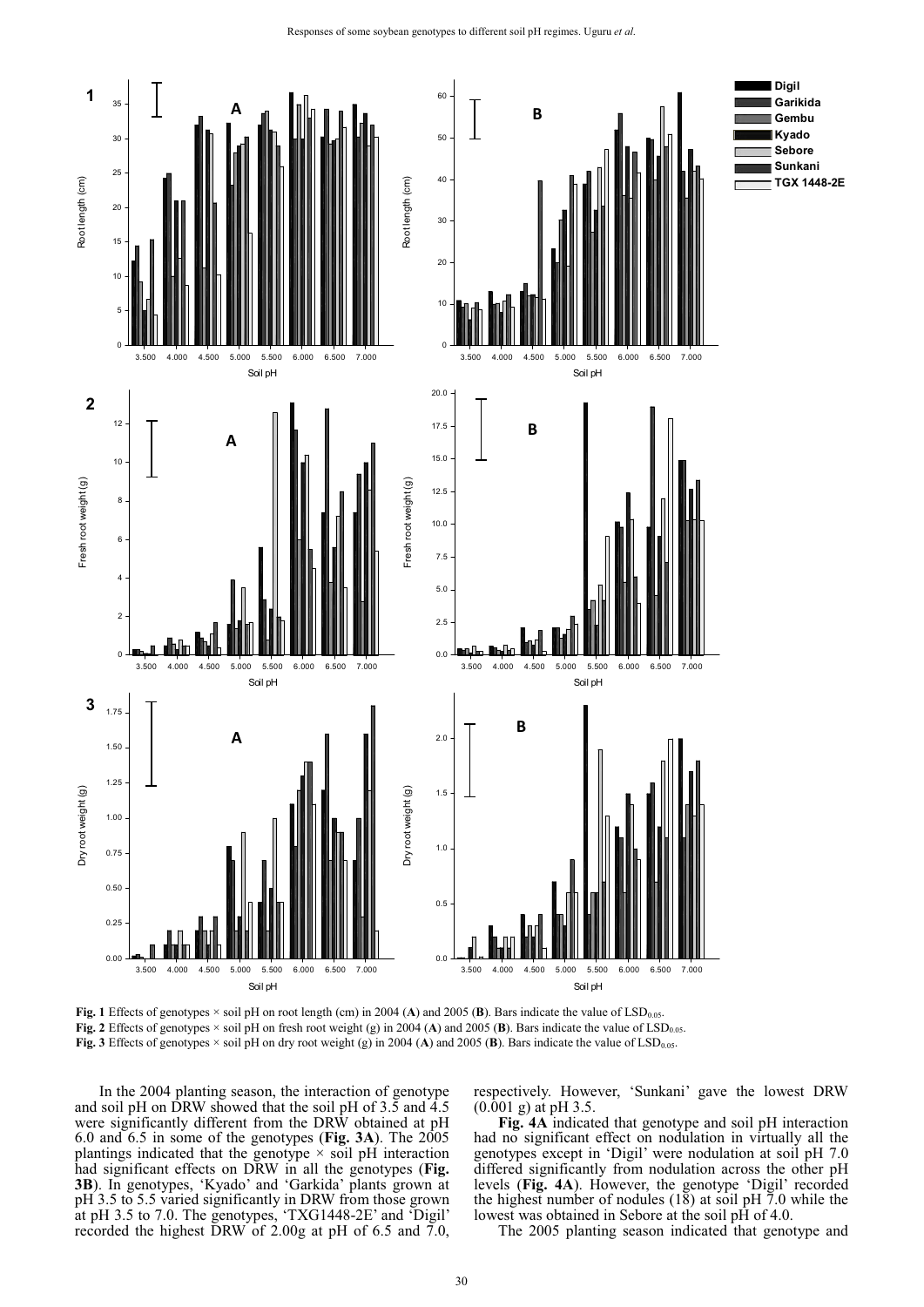**Fig. 1** Effects of genotypes × soil pH on root length (cm) in 2004 (**A**) and 2005 (**B**). Bars indicate the value of $LSD_{0.05}$.
**Fig. 2** Effects of genotypes × soil pH on fresh root weight (g) in 2004 (**A**) and 2005 (**B**). Bars indicate the value of $LSD_{0.05}$.
**Fig. 3** Effects of genotypes × soil pH on dry root weight (g) in 2004 (**A**) and 2005 (**B**). Bars indicate the value of $LSD_{0.05}$.

In the 2004 planting season, the interaction of genotype and soil pH on DRW showed that the soil pH of 3.5 and 4.5 were significantly different from the DRW obtained at pH 6.0 and 6.5 in some of the genotypes (**Fig. 3A**). The 2005 plantings indicated that the genotype × soil pH interaction had significant effects on DRW in all the genotypes (**Fig. 3B**). In genotypes, 'Kyado' and 'Garkida' plants grown at pH 3.5 to 5.5 varied significantly in DRW from those grown at pH 3.5 to 7.0. The genotypes, 'TXG1448-2E' and 'Digil' recorded the highest DRW of 2.00g at pH of 6.5 and 7.0, respectively. However, 'Sunkani' gave the lowest DRW (0.001 g) at pH 3.5.

**Fig. 4A** indicated that genotype and soil pH interaction had no significant effect on nodulation in virtually all the genotypes except in 'Digil' were nodulation at soil pH 7.0 differed significantly from nodulation across the other pH levels (**Fig. 4A**). However, the genotype 'Digil' recorded the highest number of nodules (18) at soil pH 7.0 while the lowest was obtained in Sebore at the soil pH of 4.0.

The 2005 planting season indicated that genotype and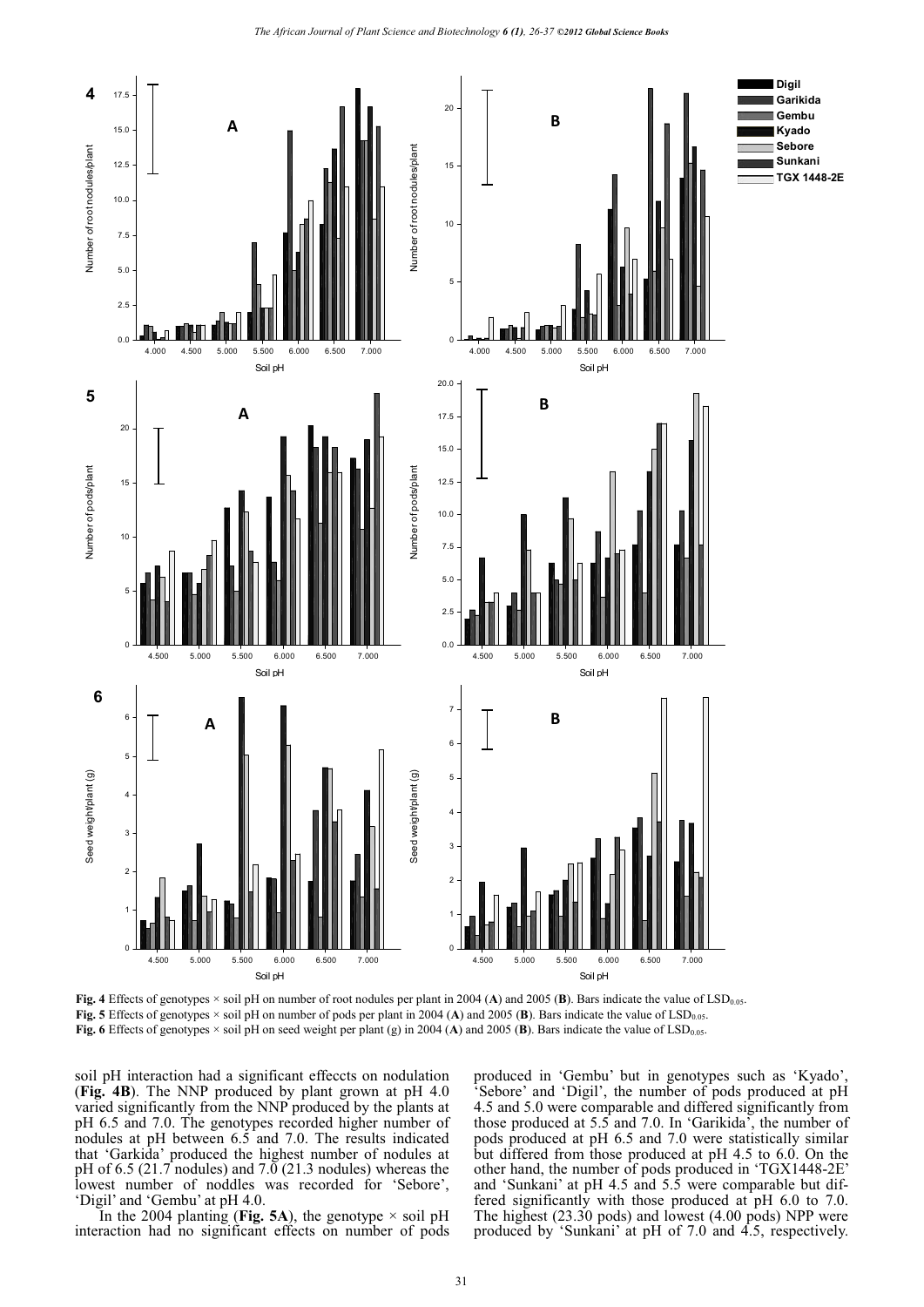Fig. 4 Effects of genotypes × soil pH on number of root nodules per plant in 2004 (**A**) and 2005 (**B**). Bars indicate the value of $LSD_{0.05}$.

Fig. 5 Effects of genotypes × soil pH on number of pods per plant in 2004 (**A**) and 2005 (**B**). Bars indicate the value of $LSD_{0.05}$.

Fig. 6 Effects of genotypes × soil pH on seed weight per plant (g) in 2004 (**A**) and 2005 (**B**). Bars indicate the value of $LSD_{0.05}$.

soil pH interaction had a significant effeccts on nodulation (**Fig. 4B**). The NNP produced by plant grown at pH 4.0 varied significantly from the NNP produced by the plants at pH 6.5 and 7.0. The genotypes recorded higher number of nodules at pH between 6.5 and 7.0. The results indicated that 'Garkida' produced the highest number of nodules at pH of 6.5 (21.7 nodules) and 7.0 (21.3 nodules) whereas the lowest number of noddles was recorded for 'Sebore', 'Digil' and 'Gembu' at pH 4.0.

In the 2004 planting (**Fig. 5A**), the genotype × soil pH interaction had no significant effects on number of pods produced in 'Gembu' but in genotypes such as 'Kyado', 'Sebore' and 'Digil', the number of pods produced at pH 4.5 and 5.0 were comparable and differed significantly from those produced at 5.5 and 7.0. In 'Garikida', the number of pods produced at pH 6.5 and 7.0 were statistically similar but differed from those produced at pH 4.5 to 6.0. On the other hand, the number of pods produced in 'TGX1448-2E' and 'Sunkani' at pH 4.5 and 5.5 were comparable but differed significantly with those produced at pH 6.0 to 7.0. The highest (23.30 pods) and lowest (4.00 pods) NPP were produced by 'Sunkani' at pH of 7.0 and 4.5, respectively.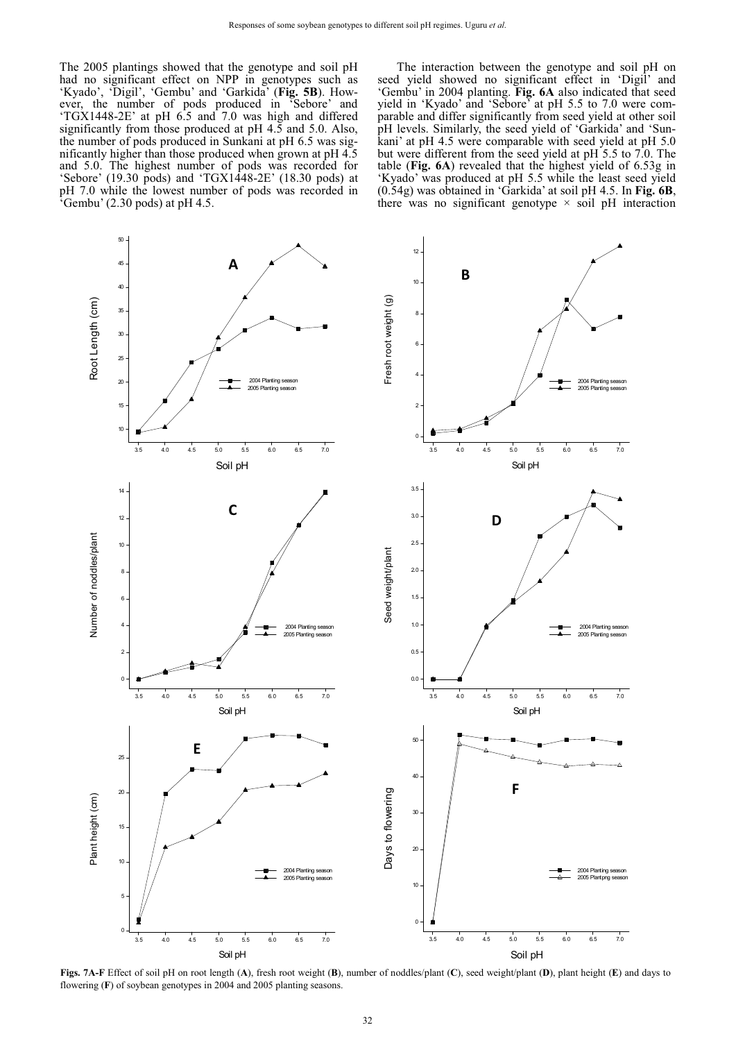The 2005 plantings showed that the genotype and soil pH had no significant effect on NPP in genotypes such as 'Kyado', 'Digil', 'Gembu' and 'Garkida' (**Fig. 5B**). However, the number of pods produced in 'Sebore' and 'TGX1448-2E' at pH 6.5 and 7.0 was high and differed significantly from those produced at pH 4.5 and 5.0. Also, the number of pods produced in Sunkani at pH 6.5 was significantly higher than those produced when grown at pH 4.5 and 5.0. The highest number of pods was recorded for 'Sebore' (19.30 pods) and 'TGX1448-2E' (18.30 pods) at pH 7.0 while the lowest number of pods was recorded in 'Gembu' (2.30 pods) at pH 4.5.

The interaction between the genotype and soil pH on seed yield showed no significant effect in 'Digil' and 'Gembu' in 2004 planting. **Fig. 6A** also indicated that seed yield in 'Kyado' and 'Sebore' at pH 5.5 to 7.0 were comparable and differ significantly from seed yield at other soil pH levels. Similarly, the seed yield of 'Garkida' and 'Sunkani' at pH 4.5 were comparable with seed yield at pH 5.0 but were different from the seed yield at pH 5.5 to 7.0. The table (**Fig. 6A**) revealed that the highest yield of 6.53g in 'Kyado' was produced at pH 5.5 while the least seed yield (0.54g) was obtained in 'Garkida' at soil pH 4.5. In **Fig. 6B**, there was no significant genotype × soil pH interaction

**Figs. 7A-F** Effect of soil pH on root length (**A**), fresh root weight (**B**), number of noddles/plant (**C**), seed weight/plant (**D**), plant height (**E**) and days to flowering (**F**) of soybean genotypes in 2004 and 2005 planting seasons.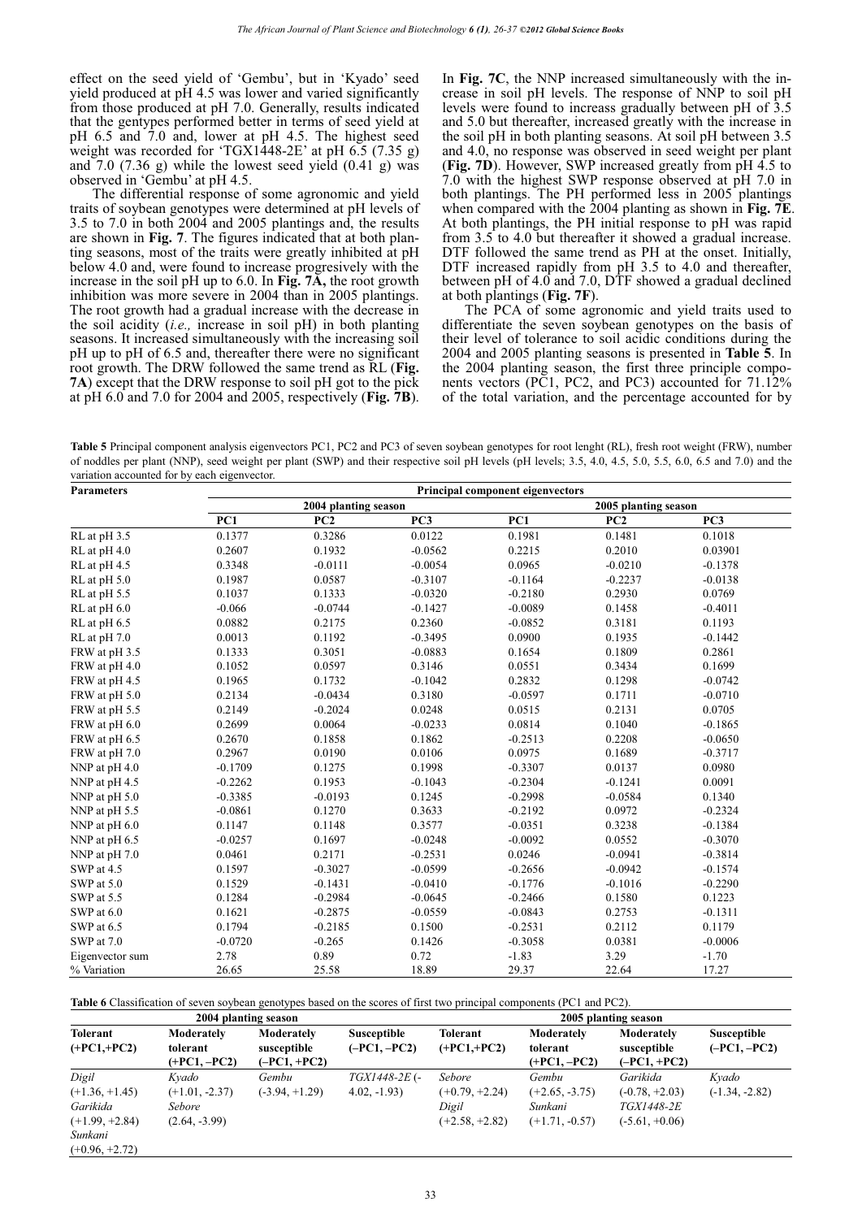effect on the seed yield of 'Gembu', but in 'Kyado' seed yield produced at pH 4.5 was lower and varied significantly from those produced at pH 7.0. Generally, results indicated that the gentypes performed better in terms of seed yield at pH 6.5 and 7.0 and, lower at pH 4.5. The highest seed weight was recorded for 'TGX1448-2E' at pH 6.5 (7.35 g) and 7.0 (7.36 g) while the lowest seed yield (0.41 g) was observed in 'Gembu' at pH 4.5.

The differential response of some agronomic and yield traits of soybean genotypes were determined at pH levels of 3.5 to 7.0 in both 2004 and 2005 plantings and, the results are shown in **Fig. 7**. The figures indicated that at both planting seasons, most of the traits were greatly inhibited at pH below 4.0 and, were found to increase progresively with the increase in the soil pH up to 6.0. In **Fig. 7A,** the root growth inhibition was more severe in 2004 than in 2005 plantings. The root growth had a gradual increase with the decrease in the soil acidity (*i.e.,* increase in soil pH) in both planting seasons. It increased simultaneously with the increasing soil pH up to pH of 6.5 and, thereafter there were no significant root growth. The DRW followed the same trend as RL (**Fig. 7A**) except that the DRW response to soil pH got to the pick at pH 6.0 and 7.0 for 2004 and 2005, respectively (**Fig. 7B**).

In **Fig. 7C**, the NNP increased simultaneously with the increase in soil pH levels. The response of NNP to soil pH levels were found to increass gradually between pH of 3.5 and 5.0 but thereafter, increased greatly with the increase in the soil pH in both planting seasons. At soil pH between 3.5 and 4.0, no response was observed in seed weight per plant (**Fig. 7D**). However, SWP increased greatly from pH 4.5 to 7.0 with the highest SWP response observed at pH 7.0 in both plantings. The PH performed less in 2005 plantings when compared with the 2004 planting as shown in **Fig. 7E**. At both plantings, the PH initial response to pH was rapid from 3.5 to 4.0 but thereafter it showed a gradual increase. DTF followed the same trend as PH at the onset. Initially, DTF increased rapidly from pH 3.5 to 4.0 and thereafter, between pH of 4.0 and 7.0, DTF showed a gradual declined at both plantings (**Fig. 7F**).

The PCA of some agronomic and yield traits used to differentiate the seven soybean genotypes on the basis of their level of tolerance to soil acidic conditions during the 2004 and 2005 planting seasons is presented in **Table 5**. In the 2004 planting season, the first three principle components vectors (PC1, PC2, and PC3) accounted for 71.12% of the total variation, and the percentage accounted for by

**Table 5** Principal component analysis eigenvectors PC1, PC2 and PC3 of seven soybean genotypes for root lenght (RL), fresh root weight (FRW), number of noddles per plant (NNP), seed weight per plant (SWP) and their respective soil pH levels (pH levels; 3.5, 4.0, 4.5, 5.0, 5.5, 6.0, 6.5 and 7.0) and the variation accounted for by each eigenvector.

| Parameters | Principal component eigenvectors | | | | | |
|---|---|---|---|---|---|---|
| | 2004 planting season | | | 2005 planting season | | |
| | PC1 | PC2 | PC3 | PC1 | PC2 | PC3 |
| RL at pH 3.5 | 0.1377 | 0.3286 | 0.0122 | 0.1981 | 0.1481 | 0.1018 |
| RL at pH 4.0 | 0.2607 | 0.1932 | -0.0562 | 0.2215 | 0.2010 | 0.03901 |
| RL at pH 4.5 | 0.3348 | -0.0111 | -0.0054 | 0.0965 | -0.0210 | -0.1378 |
| RL at pH 5.0 | 0.1987 | 0.0587 | -0.3107 | -0.1164 | -0.2237 | -0.0138 |
| RL at pH 5.5 | 0.1037 | 0.1333 | -0.0320 | -0.2180 | 0.2930 | 0.0769 |
| RL at pH 6.0 | -0.066 | -0.0744 | -0.1427 | -0.0089 | 0.1458 | -0.4011 |
| RL at pH 6.5 | 0.0882 | 0.2175 | 0.2360 | -0.0852 | 0.3181 | 0.1193 |
| RL at pH 7.0 | 0.0013 | 0.1192 | -0.3495 | 0.0900 | 0.1935 | -0.1442 |
| FRW at pH 3.5 | 0.1333 | 0.3051 | -0.0883 | 0.1654 | 0.1809 | 0.2861 |
| FRW at pH 4.0 | 0.1052 | 0.0597 | 0.3146 | 0.0551 | 0.3434 | 0.1699 |
| FRW at pH 4.5 | 0.1965 | 0.1732 | -0.1042 | 0.2832 | 0.1298 | -0.0742 |
| FRW at pH 5.0 | 0.2134 | -0.0434 | 0.3180 | -0.0597 | 0.1711 | -0.0710 |
| FRW at pH 5.5 | 0.2149 | -0.2024 | 0.0248 | 0.0515 | 0.2131 | 0.0705 |
| FRW at pH 6.0 | 0.2699 | 0.0064 | -0.0233 | 0.0814 | 0.1040 | -0.1865 |
| FRW at pH 6.5 | 0.2670 | 0.1858 | 0.1862 | -0.2513 | 0.2208 | -0.0650 |
| FRW at pH 7.0 | 0.2967 | 0.0190 | 0.0106 | 0.0975 | 0.1689 | -0.3717 |
| NNP at pH 4.0 | -0.1709 | 0.1275 | 0.1998 | -0.3307 | 0.0137 | 0.0980 |
| NNP at pH 4.5 | -0.2262 | 0.1953 | -0.1043 | -0.2304 | -0.1241 | 0.0091 |
| NNP at pH 5.0 | -0.3385 | -0.0193 | 0.1245 | -0.2998 | -0.0584 | 0.1340 |
| NNP at pH 5.5 | -0.0861 | 0.1270 | 0.3633 | -0.2192 | 0.0972 | -0.2324 |
| NNP at pH 6.0 | 0.1147 | 0.1148 | 0.3577 | -0.0351 | 0.3238 | -0.1384 |
| NNP at pH 6.5 | -0.0257 | 0.1697 | -0.0248 | -0.0092 | 0.0552 | -0.3070 |
| NNP at pH 7.0 | 0.0461 | 0.2171 | -0.2531 | 0.0246 | -0.0941 | -0.3814 |
| SWP at 4.5 | 0.1597 | -0.3027 | -0.0599 | -0.2656 | -0.0942 | -0.1574 |
| SWP at 5.0 | 0.1529 | -0.1431 | -0.0410 | -0.1776 | -0.1016 | -0.2290 |
| SWP at 5.5 | 0.1284 | -0.2984 | -0.0645 | -0.2466 | 0.1580 | 0.1223 |
| SWP at 6.0 | 0.1621 | -0.2875 | -0.0559 | -0.0843 | 0.2753 | -0.1311 |
| SWP at 6.5 | 0.1794 | -0.2185 | 0.1500 | -0.2531 | 0.2112 | 0.1179 |
| SWP at 7.0 | -0.0720 | -0.265 | 0.1426 | -0.3058 | 0.0381 | -0.0006 |
| Eigenvector sum | 2.78 | 0.89 | 0.72 | -1.83 | 3.29 | -1.70 |
| % Variation | 26.65 | 25.58 | 18.89 | 29.37 | 22.64 | 17.27 |

**Table 6** Classification of seven soybean genotypes based on the scores of first two principal components (PC1 and PC2).

| 2004 planting season | | | | 2005 planting season | | | |
|---|---|---|---|---|---|---|---|
| Tolerant (+PC1,+PC2) | Moderately tolerant (+PC1, –PC2) | Moderately susceptible (–PC1, +PC2) | Susceptible (–PC1, –PC2) | Tolerant (+PC1,+PC2) | Moderately tolerant (+PC1, –PC2) | Moderately susceptible (–PC1, +PC2) | Susceptible (–PC1, –PC2) |
| *Digil* (+1.36, +1.45) | *Kyado* (+1.01, -2.37) | *Gembu* (-3.94, +1.29) | *TGX1448-2E* (-4.02, -1.93) | *Sebore* (+0.79, +2.24) | *Gembu* (+2.65, -3.75) | *Garikida* (-0.78, +2.03) | *Kyado* (-1.34, -2.82) |
| *Garikida* (+1.99, +2.84) | *Sebore* (2.64, -3.99) | | | *Digil* (+2.58, +2.82) | *Sunkani* (+1.71, -0.57) | *TGX1448-2E* (-5.61, +0.06) | |
| *Sunkani* (+0.96, +2.72) | | | | | | | |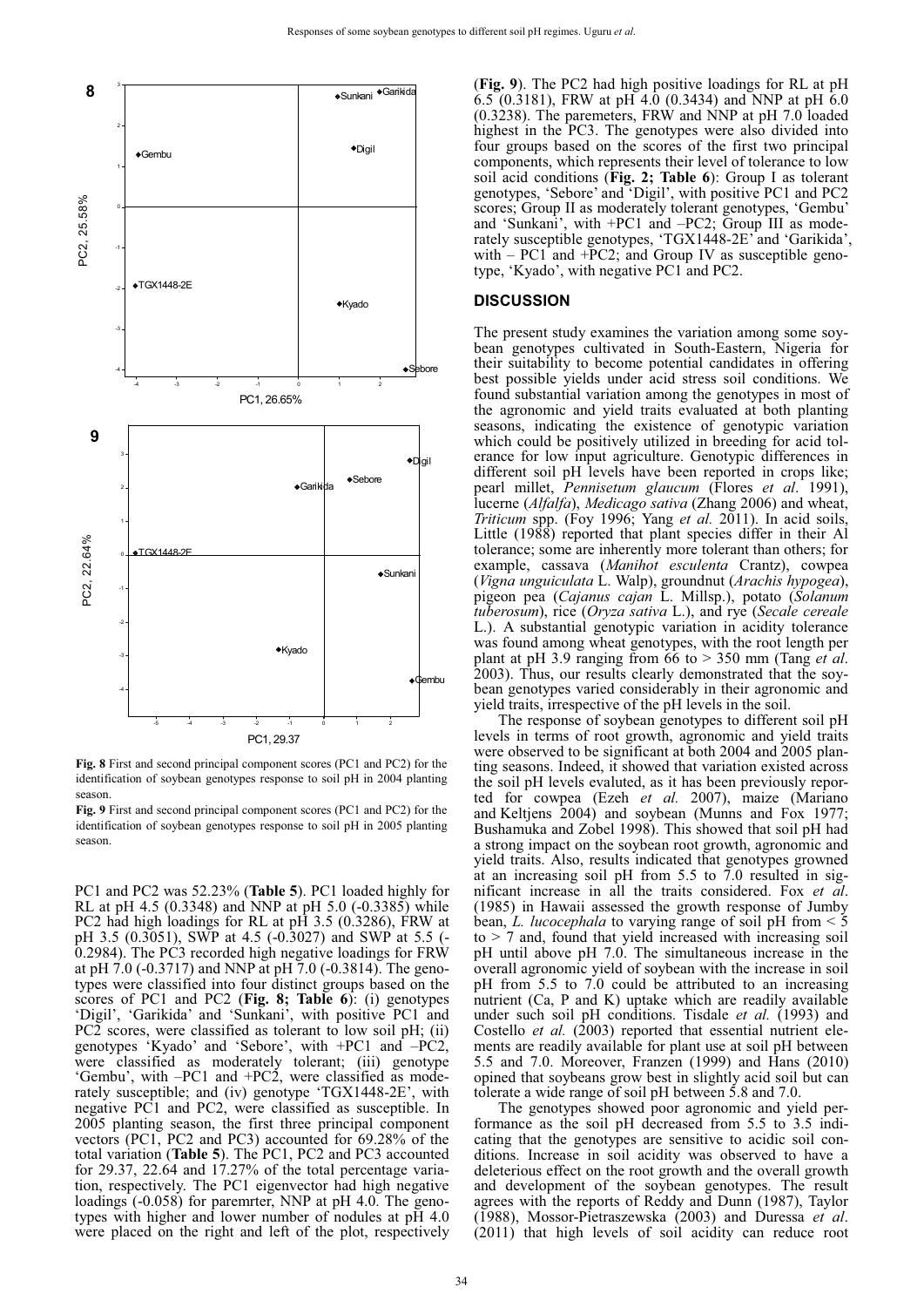**Fig. 8** First and second principal component scores (PC1 and PC2) for the identification of soybean genotypes response to soil pH in 2004 planting season.

**Fig. 9** First and second principal component scores (PC1 and PC2) for the identification of soybean genotypes response to soil pH in 2005 planting season.

PC1 and PC2 was 52.23% (**Table 5**). PC1 loaded highly for RL at pH 4.5 (0.3348) and NNP at pH 5.0 (-0.3385) while PC2 had high loadings for RL at pH 3.5 (0.3286), FRW at pH 3.5 (0.3051), SWP at 4.5 (-0.3027) and SWP at 5.5 (-0.2984). The PC3 recorded high negative loadings for FRW at pH 7.0 (-0.3717) and NNP at pH 7.0 (-0.3814). The genotypes were classified into four distinct groups based on the scores of PC1 and PC2 (**Fig. 8; Table 6**): (i) genotypes 'Digil', 'Garikida' and 'Sunkani', with positive PC1 and PC2 scores, were classified as tolerant to low soil pH; (ii) genotypes 'Kyado' and 'Sebore', with +PC1 and –PC2, were classified as moderately tolerant; (iii) genotype 'Gembu', with –PC1 and +PC2, were classified as moderately susceptible; and (iv) genotype 'TGX1448-2E', with negative PC1 and PC2, were classified as susceptible. In 2005 planting season, the first three principal component vectors (PC1, PC2 and PC3) accounted for 69.28% of the total variation (**Table 5**). The PC1, PC2 and PC3 accounted for 29.37, 22.64 and 17.27% of the total percentage variation, respectively. The PC1 eigenvector had high negative loadings (-0.058) for paremrter, NNP at pH 4.0. The genotypes with higher and lower number of nodules at pH 4.0 were placed on the right and left of the plot, respectively (**Fig. 9**). The PC2 had high positive loadings for RL at pH 6.5 (0.3181), FRW at pH 4.0 (0.3434) and NNP at pH 6.0 (0.3238). The paremeters, FRW and NNP at pH 7.0 loaded highest in the PC3. The genotypes were also divided into four groups based on the scores of the first two principal components, which represents their level of tolerance to low soil acid conditions (**Fig. 2; Table 6**): Group I as tolerant genotypes, 'Sebore' and 'Digil', with positive PC1 and PC2 scores; Group II as moderately tolerant genotypes, 'Gembu' and 'Sunkani', with +PC1 and –PC2; Group III as moderately susceptible genotypes, 'TGX1448-2E' and 'Garikida', with – PC1 and +PC2; and Group IV as susceptible genotype, 'Kyado', with negative PC1 and PC2.

## DISCUSSION

The present study examines the variation among some soybean genotypes cultivated in South-Eastern, Nigeria for their suitability to become potential candidates in offering best possible yields under acid stress soil conditions. We found substantial variation among the genotypes in most of the agronomic and yield traits evaluated at both planting seasons, indicating the existence of genotypic variation which could be positively utilized in breeding for acid tolerance for low input agriculture. Genotypic differences in different soil pH levels have been reported in crops like; pearl millet, *Pennisetum glaucum* (Flores *et al*. 1991), lucerne (*Alfalfa*), *Medicago sativa* (Zhang 2006) and wheat, *Triticum* spp. (Foy 1996; Yang *et al.* 2011). In acid soils, Little (1988) reported that plant species differ in their Al tolerance; some are inherently more tolerant than others; for example, cassava (*Manihot esculenta* Crantz), cowpea (*Vigna unguiculata* L. Walp), groundnut (*Arachis hypogea*), pigeon pea (*Cajanus cajan* L. Millsp.), potato (*Solanum tuberosum*), rice (*Oryza sativa* L.), and rye (*Secale cereale* L.). A substantial genotypic variation in acidity tolerance was found among wheat genotypes, with the root length per plant at pH 3.9 ranging from 66 to > 350 mm (Tang *et al*. 2003). Thus, our results clearly demonstrated that the soybean genotypes varied considerably in their agronomic and yield traits, irrespective of the pH levels in the soil.

The response of soybean genotypes to different soil pH levels in terms of root growth, agronomic and yield traits were observed to be significant at both 2004 and 2005 planting seasons. Indeed, it showed that variation existed across the soil pH levels evaluted, as it has been previously reported for cowpea (Ezeh *et al.* 2007), maize (Mariano and Keltjens 2004) and soybean (Munns and Fox 1977; Bushamuka and Zobel 1998). This showed that soil pH had a strong impact on the soybean root growth, agronomic and yield traits. Also, results indicated that genotypes growned at an increasing soil pH from 5.5 to 7.0 resulted in significant increase in all the traits considered. Fox *et al*. (1985) in Hawaii assessed the growth response of Jumby bean, *L. lucocephala* to varying range of soil pH from < 5 to > 7 and, found that yield increased with increasing soil pH until above pH 7.0. The simultaneous increase in the overall agronomic yield of soybean with the increase in soil pH from 5.5 to 7.0 could be attributed to an increasing nutrient (Ca, P and K) uptake which are readily available under such soil pH conditions. Tisdale *et al.* (1993) and Costello *et al.* (2003) reported that essential nutrient elements are readily available for plant use at soil pH between 5.5 and 7.0. Moreover, Franzen (1999) and Hans (2010) opined that soybeans grow best in slightly acid soil but can tolerate a wide range of soil pH between 5.8 and 7.0.

The genotypes showed poor agronomic and yield performance as the soil pH decreased from 5.5 to 3.5 indicating that the genotypes are sensitive to acidic soil conditions. Increase in soil acidity was observed to have a deleterious effect on the root growth and the overall growth and development of the soybean genotypes. The result agrees with the reports of Reddy and Dunn (1987), Taylor (1988), Mossor-Pietraszewska (2003) and Duressa *et al*. (2011) that high levels of soil acidity can reduce root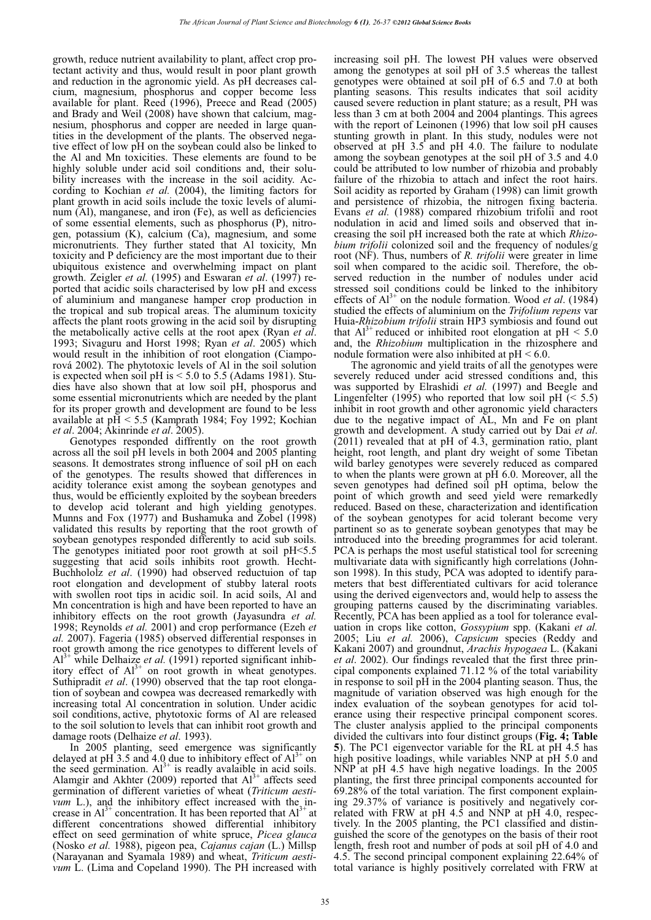growth, reduce nutrient availability to plant, affect crop protectant activity and thus, would result in poor plant growth and reduction in the agronomic yield. As pH decreases calcium, magnesium, phosphorus and copper become less available for plant. Reed (1996), Preece and Read (2005) and Brady and Weil (2008) have shown that calcium, magnesium, phosphorus and copper are needed in large quantities in the development of the plants. The observed negative effect of low pH on the soybean could also be linked to the Al and Mn toxicities. These elements are found to be highly soluble under acid soil conditions and, their solubility increases with the increase in the soil acidity. According to Kochian *et al.* (2004), the limiting factors for plant growth in acid soils include the toxic levels of aluminum (Al), manganese, and iron (Fe), as well as deficiencies of some essential elements, such as phosphorus (P), nitrogen, potassium (K), calcium (Ca), magnesium, and some micronutrients. They further stated that Al toxicity, Mn toxicity and P deficiency are the most important due to their ubiquitous existence and overwhelming impact on plant growth. Zeigler *et al.* (1995) and Eswaran *et al.* (1997) reported that acidic soils characterised by low pH and excess of aluminium and manganese hamper crop production in the tropical and sub tropical areas. The aluminum toxicity affects the plant roots growing in the acid soil by disrupting the metabolically active cells at the root apex (Ryan *et al*. 1993; Sivaguru and Horst 1998; Ryan *et al*. 2005) which would result in the inhibition of root elongation (Ciamporová 2002). The phytotoxic levels of Al in the soil solution is expected when soil pH is < 5.0 to 5.5 (Adams 1981). Studies have also shown that at low soil pH, phosporus and some essential micronutrients which are needed by the plant for its proper growth and development are found to be less available at pH < 5.5 (Kamprath 1984; Foy 1992; Kochian *et al*. 2004; Akinrinde *et al*. 2005).

Genotypes responded diffrently on the root growth across all the soil pH levels in both 2004 and 2005 planting seasons. It demostrates strong influence of soil pH on each of the genotypes. The results showed that differences in acidity tolerance exist among the soybean genotypes and thus, would be efficiently exploited by the soybean breeders to develop acid tolerant and high yielding genotypes. Munns and Fox (1977) and Bushamuka and Zobel (1998) validated this results by reporting that the root growth of soybean genotypes responded differently to acid sub soils. The genotypes initiated poor root growth at soil pH<5.5 suggesting that acid soils inhibits root growth. Hecht-Buchhololz *et al*. (1990) had observed reductuion of tap root elongation and development of stubby lateral roots with swollen root tips in acidic soil. In acid soils, Al and Mn concentration is high and have been reported to have an inhibitory effects on the root growth (Jayasundra *et al.* 1998; Reynolds *et al.* 2001) and crop performance (Ezeh *et al.* 2007). Fageria (1985) observed differential responses in root growth among the rice genotypes to different levels of $Al^{3+}$ while Delhaize *et al.* (1991) reported significant inhibitory effect of $Al^{3+}$ on root growth in wheat genotypes. Suthipradit *et al*. (1990) observed that the tap root elongation of soybean and cowpea was decreased remarkedly with increasing total Al concentration in solution. Under acidic soil conditions, active, phytotoxic forms of Al are released to the soil solution to levels that can inhibit root growth and damage roots (Delhaize *et al*. 1993).

In 2005 planting, seed emergence was significantly delayed at pH 3.5 and 4.0 due to inhibitory effect of $Al^{3+}$ on the seed germination. $Al^{3+}$ is readly avalaible in acid soils. Alamgir and Akhter (2009) reported that $Al^{3+}$ affects seed germination of different varieties of wheat (*Triticum aestivum* L.), and the inhibitory effect increased with the increase in $Al^{3+}$ concentration. It has been reported that $Al^{3+}$ at different concentrations showed differential inhibitory effect on seed germination of white spruce, *Picea glauca* (Nosko *et al.* 1988), pigeon pea, *Cajanus cajan* (L.) Millsp (Narayanan and Syamala 1989) and wheat, *Triticum aestivum* L. (Lima and Copeland 1990). The PH increased with increasing soil pH. The lowest PH values were observed among the genotypes at soil pH of 3.5 whereas the tallest genotypes were obtained at soil pH of 6.5 and 7.0 at both planting seasons. This results indicates that soil acidity caused severe reduction in plant stature; as a result, PH was less than 3 cm at both 2004 and 2004 plantings. This agrees with the report of Leinonen (1996) that low soil pH causes stunting growth in plant. In this study, nodules were not observed at pH 3.5 and pH 4.0. The failure to nodulate among the soybean genotypes at the soil pH of 3.5 and 4.0 could be attributed to low number of rhizobia and probably failure of the rhizobia to attach and infect the root hairs. Soil acidity as reported by Graham (1998) can limit growth and persistence of rhizobia, the nitrogen fixing bacteria. Evans *et al.* (1988) compared rhizobium trifolii and root nodulation in acid and limed soils and observed that increasing the soil pH increased both the rate at which *Rhizobium trifolii* colonized soil and the frequency of nodules/g root (NF). Thus, numbers of *R. trifolii* were greater in lime soil when compared to the acidic soil. Therefore, the observed reduction in the number of nodules under acid stressed soil conditions could be linked to the inhibitory effects of $Al^{3+}$ on the nodule formation. Wood *et al*. (1984) studied the effects of aluminium on the *Trifolium repens* var Huia-*Rhizobium trifolii* strain HP3 symbiosis and found out that $Al^{3+}$ reduced or inhibited root elongation at pH < 5.0 and, the *Rhizobium* multiplication in the rhizosphere and nodule formation were also inhibited at pH < 6.0.

The agronomic and yield traits of all the genotypes were severely reduced under acid stressed conditions and, this was supported by Elrashidi *et al.* (1997) and Beegle and Lingenfelter (1995) who reported that low soil pH (< 5.5) inhibit in root growth and other agronomic yield characters due to the negative impact of AL, Mn and Fe on plant growth and development. A study carried out by Dai *et al*. (2011) revealed that at pH of 4.3, germination ratio, plant height, root length, and plant dry weight of some Tibetan wild barley genotypes were severely reduced as compared to when the plants were grown at pH 6.0. Moreover, all the seven genotypes had defined soil pH optima, below the point of which growth and seed yield were remarkedly reduced. Based on these, characterization and identification of the soybean genotypes for acid tolerant become very partinent so as to generate soybean genotypes that may be introduced into the breeding programmes for acid tolerant. PCA is perhaps the most useful statistical tool for screening multivariate data with significantly high correlations (Johnson 1998). In this study, PCA was adopted to identify parameters that best differentiated cultivars for acid tolerance using the derived eigenvectors and, would help to assess the grouping patterns caused by the discriminating variables. Recently, PCA has been applied as a tool for tolerance evaluation in crops like cotton, *Gossypium* spp. (Kakani *et al.* 2005; Liu *et al.* 2006), *Capsicum* species (Reddy and Kakani 2007) and groundnut, *Arachis hypogaea* L. (Kakani *et al*. 2002). Our findings revealed that the first three principal components explained 71.12 % of the total variability in response to soil pH in the 2004 planting season. Thus, the magnitude of variation observed was high enough for the index evaluation of the soybean genotypes for acid tolerance using their respective principal component scores. The cluster analysis applied to the principal components divided the cultivars into four distinct groups (**Fig. 4; Table 5**). The PC1 eigenvector variable for the RL at pH 4.5 has high positive loadings, while variables NNP at pH 5.0 and NNP at pH 4.5 have high negative loadings. In the 2005 planting, the first three principal components accounted for 69.28% of the total variation. The first component explaining 29.37% of variance is positively and negatively correlated with FRW at pH 4.5 and NNP at pH 4.0, respectively. In the 2005 planting, the PC1 classified and distinguished the score of the genotypes on the basis of their root length, fresh root and number of pods at soil pH of 4.0 and 4.5. The second principal component explaining 22.64% of total variance is highly positively correlated with FRW at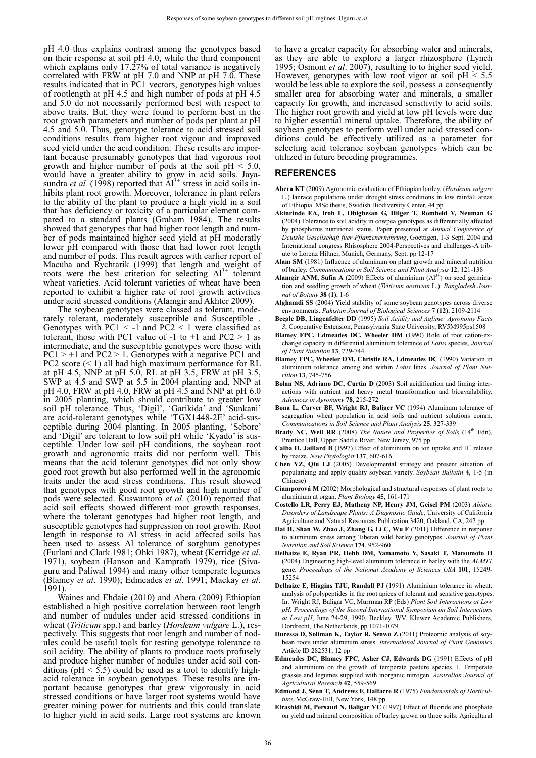pH 4.0 thus explains contrast among the genotypes based on their response at soil pH 4.0, while the third component which explains only 17.27% of total variance is negatively correlated with FRW at pH 7.0 and NNP at pH 7.0. These results indicated that in PC1 vectors, genotypes high values of rootlength at pH 4.5 and high number of pods at pH 4.5 and 5.0 do not necessarily performed best with respect to above traits. But, they were found to perform best in the root growth parameters and number of pods per plant at pH 4.5 and 5.0. Thus, genotype tolerance to acid stressed soil conditions results from higher root vigour and improved seed yield under the acid condition. These results are important because presumably genotypes that had vigorous root growth and higher number of pods at the soil pH < 5.0, would have a greater ability to grow in acid soils. Jayasundra *et al.* (1998) reported that $Al^{3+}$ stress in acid soils inhibits plant root growth. Moreover, tolerance in plant refers to the ability of the plant to produce a high yield in a soil that has deficiency or toxicity of a particular element compared to a standard plants (Graham 1984). The results showed that genotypes that had higher root length and number of pods maintained higher seed yield at pH moderately lower pH compared with those that had lower root length and number of pods. This result agrees with earlier report of Macuha and Rychtarik (1999) that length and weight of roots were the best criterion for selecting $Al^{3+}$ tolerant wheat varieties. Acid tolerant varieties of wheat have been reported to exhibit a higher rate of root growth activities under acid stressed conditions (Alamgir and Akhter 2009).

The soybean genotypes were classed as tolerant, moderately tolerant, moderately susceptible and Susceptible . Genotypes with PC1 < -1 and PC2 < 1 were classified as tolerant, those with PC1 value of -1 to +1 and PC2 > 1 as intermediate, and the susceptible genotypes were those with PC1 > +1 and PC2 > 1. Genotypes with a negative PC1 and PC2 score (< 1) all had high maximum performance for RL at pH 4.5, NNP at pH 5.0, RL at pH 3.5, FRW at pH 3.5, SWP at 4.5 and SWP at 5.5 in 2004 planting and, NNP at pH 4.0, FRW at pH 4.0, FRW at pH 4.5 and NNP at pH 6.0 in 2005 planting, which should contribute to greater low soil pH tolerance. Thus, 'Digil', 'Garikida' and 'Sunkani' are acid-tolerant genotypes while 'TGX1448-2E' acid-susceptible during 2004 planting. In 2005 planting, 'Sebore' and 'Digil' are tolerant to low soil pH while 'Kyado' is susceptible. Under low soil pH conditions, the soybean root growth and agronomic traits did not perform well. This means that the acid tolerant genotypes did not only show good root growth but also performed well in the agronomic traits under the acid stress conditions. This result showed that genotypes with good root growth and high number of pods were selected. Kuswantoro *et al*. (2010) reported that acid soil effects showed different root growth responses, where the tolerant genotypes had higher root length, and susceptible genotypes had suppression on root growth. Root length in response to Al stress in acid affected soils has been used to assess Al tolerance of sorghum genotypes (Furlani and Clark 1981; Ohki 1987), wheat (Kerridge *et al*. 1971), soybean (Hanson and Kamprath 1979), rice (Sivaguru and Paliwal 1994) and many other temperate legumes (Blamey *et al*. 1990); Edmeades *et al*. 1991; Mackay *et al*. 1991).

Waines and Ehdaie (2010) and Abera (2009) Ethiopian established a high positive correlation between root length and number of nudules under acid stressed conditions in wheat (*Triticum* spp.) and barley (*Hordeum vulgare* L.), respectively. This suggests that root length and number of nodules could be useful tools for testing genotype tolerance to soil acidity. The ability of plants to produce roots profusely and produce higher number of nodules under acid soil conditions (pH < 5.5) could be used as a tool to identify high-acid tolerance in soybean genotypes. These results are important because genotypes that grew vigorously in acid stressed conditions or have larger root systems would have greater mining power for nutrients and this could translate to higher yield in acid soils. Large root systems are known to have a greater capacity for absorbing water and minerals, as they are able to explore a larger rhizosphere (Lynch 1995; Osmont *et al*. 2007), resulting to to higher seed yield. However, genotypes with low root vigor at soil pH < 5.5 would be less able to explore the soil, possess a consequently smaller area for absorbing water and minerals, a smaller capacity for growth, and increased sensitivity to acid soils. The higher root growth and yield at low pH levels were due to higher essential mineral uptake. Therefore, the ability of soybean genotypes to perform well under acid stressed conditions could be effectively utilized as a parameter for selecting acid tolerance soybean genotypes which can be utilized in future breeding programmes.

## REFERENCES

**Abera KT** (2009) Agronomic evaluation of Ethiopian barley, (*Hordeum vulgare* L.) lanrace populations under drought stress conditions in low rainfall areas of Ethiopia. MSc thesis, Swidish Biodiversity Center, 44 pp

**Akinrinde EA, Iroh L, Obigbesan G, Hilger T, Romheld V, Neuman G** (2004) Tolerance to soil acidity in cowpea genotypes as differentially affected by phosphorus nutritional status. Paper presented at *Annual Conference of Deutshe Gesellschaft fuer Pflanzenernahrung*, Goettigen, 1-3 Sept. 2004 and International congress Rhisosphere 2004-Perspectives and challenges-A tribute to Lorenz Hiltner, Munich, Germany, Sept. pp 12-17

**Alam SM** (1981) Influence of aluminum on plant growth and mineral nutrition of barley. *Communications in Soil Science and Plant Analysis* **12**, 121-138

**Alamgir ANM, Sufia A** (2009) Effects of aluminium ($Al^{3+}$) on seed germination and seedling growth of wheat (*Triticum aestivum* L.). *Bangladesh Journal of Botany* **38 (1)**, 1-6

**Alghamdi SS** (2004) Yield stability of some soybean genotypes across diverse environments. *Pakistan Journal of Biological Sciences* **7 (12)**, 2109-2114

**Beegle DB, Lingenfelter DD** (1995) *Soil Acidity and Aglime: Agronomy Facts 3*, Cooperative Extension, Pennsylvania State University, RV5M995ps1508

**Blamey FPC, Edmeades DC, Wheeler DM** (1990) Role of root cation-exchange capacity in differential aluminium tolerance of *Lotus* species, *Journal of Plant Nutrition* **13**, 729-744

**Blamey FPC, Wheeler DM, Christie RA, Edmeades DC** (1990) Variation in aluminium tolerance among and within *Lotus* lines. *Journal of Plant Nutrition* **13**, 745-756

**Bolan NS, Adriano DC, Curtin D** (2003) Soil acidification and liming interactions with nutrient and heavy metal transformation and bioavailability. *Advances in Agronomy* **78**, 215-272

**Bona L, Carver BF, Wright RJ, Baliger VC** (1994) Aluminum tolerance of segregation wheat population in acid soils and nutrient solutions comm. *Communications in Soil Science and Plant Analysis* **25**, 327-339

**Brady NC, Weil RR** (2008) *The Nature and Properties of Soils* (14[th] Edn), Prentice Hall, Upper Saddle River, New Jersey, 975 pp

**Calba H, Jaillard B** (1997) Effect of aluminium on ion uptake and $H^+$ release by maize. *New Phytologist* **137**, 607-616

**Chen YZ, Qiu LJ** (2005) Developmental strategy and present situation of popularizing and apply quality soybean variety. *Soybean Bulletin* **4**, 1-5 (in Chinese)

**Ciamporová M** (2002) Morphological and structural responses of plant roots to aluminium at organ. *Plant Biology* **45**, 161-171

**Costello LR, Perry EJ, Matheny NP, Henry JM, Geisel PM** (2003) *Abiotic Disorders of Landscape Plants: A Diagnostic Guide*, University of California Agriculture and Natural Resources Publication 3420, Oakland, CA, 242 pp

**Dai H, Shan W, Zhao J, Zhang G, Li C, Wu F** (2011) Difference in response to aluminum stress among Tibetan wild barley genotypes. *Journal of Plant Nutrition and Soil Science* **174**, 952-960

**Delhaize E, Ryan PR, Hebb DM, Yamamoto Y, Sasaki T, Matsumoto H** (2004) Engineering high-level aluminum tolerance in barley with the *ALMT1* gene. *Proceedings of the National Academy of Sciences USA* **101**, 15249-15254

**Delhaize E, Higgins TJU, Randall PJ** (1991) Aluminium tolerance in wheat: analysis of polypeptides in the root apices of tolerant and sensitive genotypes. In: Wright RJ, Baligar VC, Murrman RP (Eds) *Plant Soil Interactions at Low pH. Proceedings of the Second International Symposium on Soil Interactions at Low pH*, June 24-29, 1990, Beckley, WV. Kluwer Academic Publishers, Dordrecht, The Netherlands, pp 1071-1079

**Duressa D, Soliman K, Taylor R, Senwo Z** (2011) Proteomic analysis of soybean roots under aluminum stress. *International Journal of Plant Genomics* Article ID 282531, 12 pp

**Edmeades DC, Blamey FPC, Asher CJ, Edwards DG** (1991) Effects of pH and aluminium on the growth of temperate pasture species. I. Temperate grasses and legumes supplied with inorganic nitrogen. *Australian Journal of Agricultural Research* **42**, 559-569

**Edmond J, Senn T, Andrews F, Halfacre R** (1975) *Fundamentals of Horticulture*, McGraw-Hill, New York, 148 pp

**Elrashidi M, Persaud N, Baligar VC** (1997) Effect of fluoride and phosphate on yield and mineral composition of barley grown on three soils. Agricultural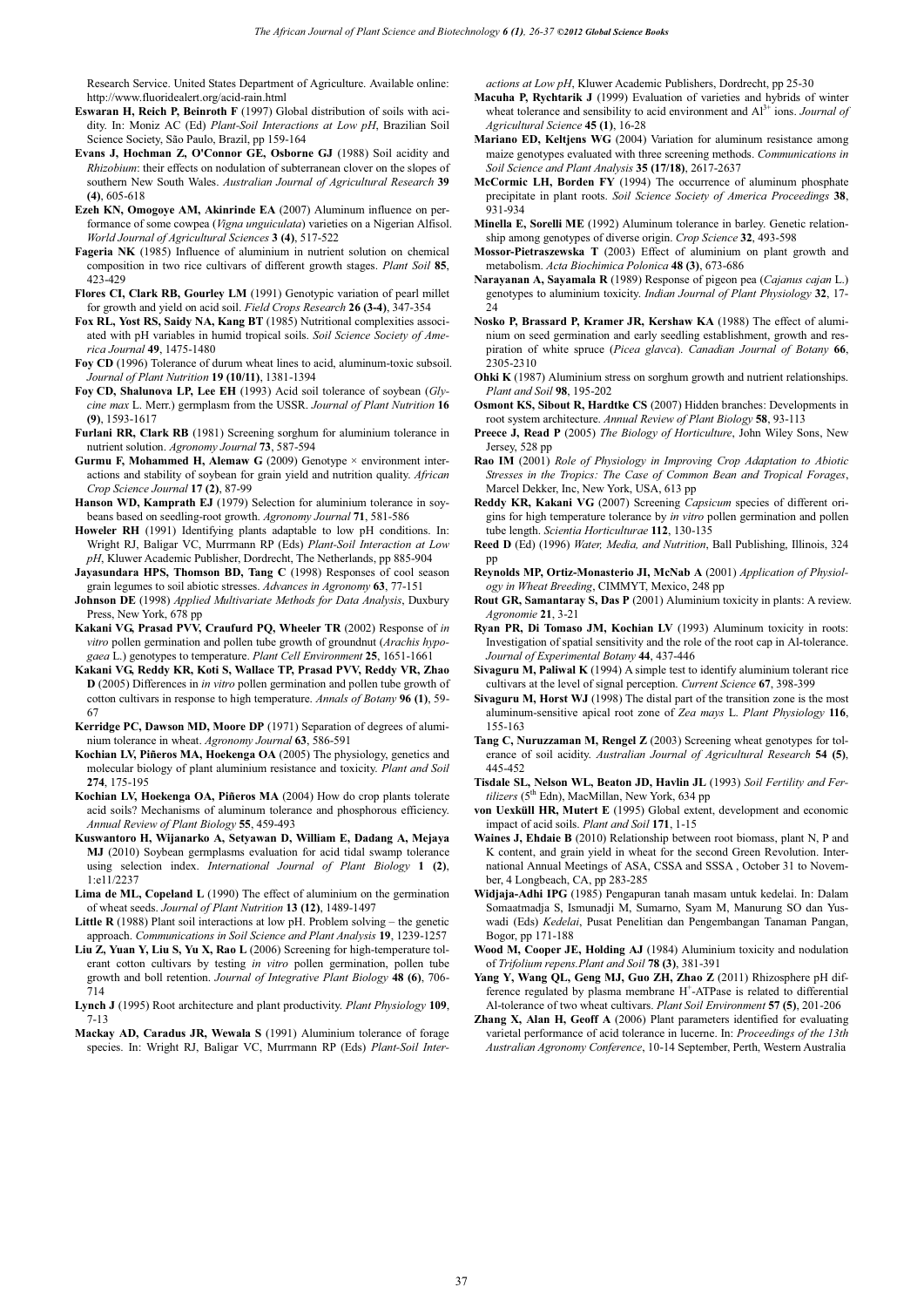Research Service. United States Department of Agriculture. Available online: http://www.fluoridealert.org/acid-rain.html

**Eswaran H, Reich P, Beinroth F** (1997) Global distribution of soils with acidity. In: Moniz AC (Ed) *Plant-Soil Interactions at Low pH*, Brazilian Soil Science Society, São Paulo, Brazil, pp 159-164

**Evans J, Hochman Z, O'Connor GE, Osborne GJ** (1988) Soil acidity and *Rhizobium*: their effects on nodulation of subterranean clover on the slopes of southern New South Wales. *Australian Journal of Agricultural Research* **39 (4)**, 605-618

**Ezeh KN, Omogoye AM, Akinrinde EA** (2007) Aluminum influence on performance of some cowpea (*Vigna unguiculata*) varieties on a Nigerian Alfisol. *World Journal of Agricultural Sciences* **3 (4)**, 517-522

**Fageria NK** (1985) Influence of aluminium in nutrient solution on chemical composition in two rice cultivars of different growth stages. *Plant Soil* **85**, 423-429

**Flores CI, Clark RB, Gourley LM** (1991) Genotypic variation of pearl millet for growth and yield on acid soil. *Field Crops Research* **26 (3-4)**, 347-354

**Fox RL, Yost RS, Saidy NA, Kang BT** (1985) Nutritional complexities associated with pH variables in humid tropical soils. *Soil Science Society of America Journal* **49**, 1475-1480

**Foy CD** (1996) Tolerance of durum wheat lines to acid, aluminum-toxic subsoil. *Journal of Plant Nutrition* **19 (10/11)**, 1381-1394

**Foy CD, Shalunova LP, Lee EH** (1993) Acid soil tolerance of soybean (*Glycine max* L. Merr.) germplasm from the USSR. *Journal of Plant Nutrition* **16 (9)**, 1593-1617

**Furlani RR, Clark RB** (1981) Screening sorghum for aluminium tolerance in nutrient solution. *Agronomy Journal* **73**, 587-594

**Gurmu F, Mohammed H, Alemaw G** (2009) Genotype × environment interactions and stability of soybean for grain yield and nutrition quality. *African Crop Science Journal* **17 (2)**, 87-99

**Hanson WD, Kamprath EJ** (1979) Selection for aluminium tolerance in soybeans based on seedling-root growth. *Agronomy Journal* **71**, 581-586

**Howeler RH** (1991) Identifying plants adaptable to low pH conditions. In: Wright RJ, Baligar VC, Murrmann RP (Eds) *Plant-Soil Interaction at Low pH*, Kluwer Academic Publisher, Dordrecht, The Netherlands, pp 885-904

**Jayasundara HPS, Thomson BD, Tang C** (1998) Responses of cool season grain legumes to soil abiotic stresses. *Advances in Agronomy* **63**, 77-151

**Johnson DE** (1998) *Applied Multivariate Methods for Data Analysis*, Duxbury Press, New York, 678 pp

**Kakani VG, Prasad PVV, Craufurd PQ, Wheeler TR** (2002) Response of *in vitro* pollen germination and pollen tube growth of groundnut (*Arachis hypogaea* L.) genotypes to temperature. *Plant Cell Environment* **25**, 1651-1661

**Kakani VG, Reddy KR, Koti S, Wallace TP, Prasad PVV, Reddy VR, Zhao D** (2005) Differences in *in vitro* pollen germination and pollen tube growth of cotton cultivars in response to high temperature. *Annals of Botany* **96 (1)**, 59-67

**Kerridge PC, Dawson MD, Moore DP** (1971) Separation of degrees of aluminium tolerance in wheat. *Agronomy Journal* **63**, 586-591

**Kochian LV, Piñeros MA, Hoekenga OA** (2005) The physiology, genetics and molecular biology of plant aluminium resistance and toxicity. *Plant and Soil* **274**, 175-195

**Kochian LV, Hoekenga OA, Piñeros MA** (2004) How do crop plants tolerate acid soils? Mechanisms of aluminum tolerance and phosphorous efficiency. *Annual Review of Plant Biology* **55**, 459-493

**Kuswantoro H, Wijanarko A, Setyawan D, William E, Dadang A, Mejaya MJ** (2010) Soybean germplasms evaluation for acid tidal swamp tolerance using selection index. *International Journal of Plant Biology* **1 (2)**, 1:e11/2237

**Lima de ML, Copeland L** (1990) The effect of aluminium on the germination of wheat seeds. *Journal of Plant Nutrition* **13 (12)**, 1489-1497

**Little R** (1988) Plant soil interactions at low pH. Problem solving – the genetic approach. *Communications in Soil Science and Plant Analysis* **19**, 1239-1257

**Liu Z, Yuan Y, Liu S, Yu X, Rao L** (2006) Screening for high-temperature tolerant cotton cultivars by testing *in vitro* pollen germination, pollen tube growth and boll retention. *Journal of Integrative Plant Biology* **48 (6)**, 706-714

**Lynch J** (1995) Root architecture and plant productivity. *Plant Physiology* **109**, 7-13

**Mackay AD, Caradus JR, Wewala S** (1991) Aluminium tolerance of forage species. In: Wright RJ, Baligar VC, Murrmann RP (Eds) *Plant-Soil Interactions at Low pH*, Kluwer Academic Publishers, Dordrecht, pp 25-30

**Macuha P, Rychtarik J** (1999) Evaluation of varieties and hybrids of winter wheat tolerance and sensibility to acid environment and $Al^{3+}$ ions. *Journal of Agricultural Science* **45 (1)**, 16-28

**Mariano ED, Keltjens WG** (2004) Variation for aluminum resistance among maize genotypes evaluated with three screening methods. *Communications in Soil Science and Plant Analysis* **35 (17/18)**, 2617-2637

**McCormic LH, Borden FY** (1994) The occurrence of aluminum phosphate precipitate in plant roots. *Soil Science Society of America Proceedings* **38**, 931-934

**Minella E, Sorelli ME** (1992) Aluminum tolerance in barley. Genetic relationship among genotypes of diverse origin. *Crop Science* **32**, 493-598

**Mossor-Pietraszewska T** (2003) Effect of aluminium on plant growth and metabolism. *Acta Biochimica Polonica* **48 (3)**, 673-686

**Narayanan A, Sayamala R** (1989) Response of pigeon pea (*Cajanus cajan* L.) genotypes to aluminium toxicity. *Indian Journal of Plant Physiology* **32**, 17-24

**Nosko P, Brassard P, Kramer JR, Kershaw KA** (1988) The effect of aluminium on seed germination and early seedling establishment, growth and respiration of white spruce (*Picea glavca*). *Canadian Journal of Botany* **66**, 2305-2310

**Ohki K** (1987) Aluminium stress on sorghum growth and nutrient relationships. *Plant and Soil* **98**, 195-202

**Osmont KS, Sibout R, Hardtke CS** (2007) Hidden branches: Developments in root system architecture. *Annual Review of Plant Biology* **58**, 93-113

**Preece J, Read P** (2005) *The Biology of Horticulture*, John Wiley Sons, New Jersey, 528 pp

**Rao IM** (2001) *Role of Physiology in Improving Crop Adaptation to Abiotic Stresses in the Tropics: The Case of Common Bean and Tropical Forages*, Marcel Dekker, Inc, New York, USA, 613 pp

**Reddy KR, Kakani VG** (2007) Screening *Capsicum* species of different origins for high temperature tolerance by *in vitro* pollen germination and pollen tube length. *Scientia Horticulturae* **112**, 130-135

**Reed D** (Ed) (1996) *Water, Media, and Nutrition*, Ball Publishing, Illinois, 324 pp

**Reynolds MP, Ortiz-Monasterio JI, McNab A** (2001) *Application of Physiology in Wheat Breeding*, CIMMYT, Mexico, 248 pp

**Rout GR, Samantaray S, Das P** (2001) Aluminium toxicity in plants: A review. *Agronomie* **21**, 3-21

**Ryan PR, Di Tomaso JM, Kochian LV** (1993) Aluminum toxicity in roots: Investigation of spatial sensitivity and the role of the root cap in Al-tolerance. *Journal of Experimental Botany* **44**, 437-446

**Sivaguru M, Paliwal K** (1994) A simple test to identify aluminium tolerant rice cultivars at the level of signal perception. *Current Science* **67**, 398-399

**Sivaguru M, Horst WJ** (1998) The distal part of the transition zone is the most aluminum-sensitive apical root zone of *Zea mays* L. *Plant Physiology* **116**, 155-163

**Tang C, Nuruzzaman M, Rengel Z** (2003) Screening wheat genotypes for tolerance of soil acidity. *Australian Journal of Agricultural Research* **54 (5)**, 445-452

**Tisdale SL, Nelson WL, Beaton JD, Havlin JL** (1993) *Soil Fertility and Fertilizers* (5th Edn), MacMillan, New York, 634 pp

**von Uexküll HR, Mutert E** (1995) Global extent, development and economic impact of acid soils. *Plant and Soil* **171**, 1-15

**Waines J, Ehdaie B** (2010) Relationship between root biomass, plant N, P and K content, and grain yield in wheat for the second Green Revolution. International Annual Meetings of ASA, CSSA and SSSA , October 31 to November, 4 Longbeach, CA, pp 283-285

**Widjaja-Adhi IPG** (1985) Pengapuran tanah masam untuk kedelai. In: Dalam Somaatmadja S, Ismunadji M, Sumarno, Syam M, Manurung SO dan Yuswadi (Eds) *Kedelai*, Pusat Penelitian dan Pengembangan Tanaman Pangan, Bogor, pp 171-188

**Wood M, Cooper JE, Holding AJ** (1984) Aluminium toxicity and nodulation of *Trifolium repens.Plant and Soil* **78 (3)**, 381-391

**Yang Y, Wang QL, Geng MJ, Guo ZH, Zhao Z** (2011) Rhizosphere pH difference regulated by plasma membrane $H^+$-ATPase is related to differential Al-tolerance of two wheat cultivars. *Plant Soil Environment* **57 (5)**, 201-206

**Zhang X, Alan H, Geoff A** (2006) Plant parameters identified for evaluating varietal performance of acid tolerance in lucerne. In: *Proceedings of the 13th Australian Agronomy Conference*, 10-14 September, Perth, Western Australia